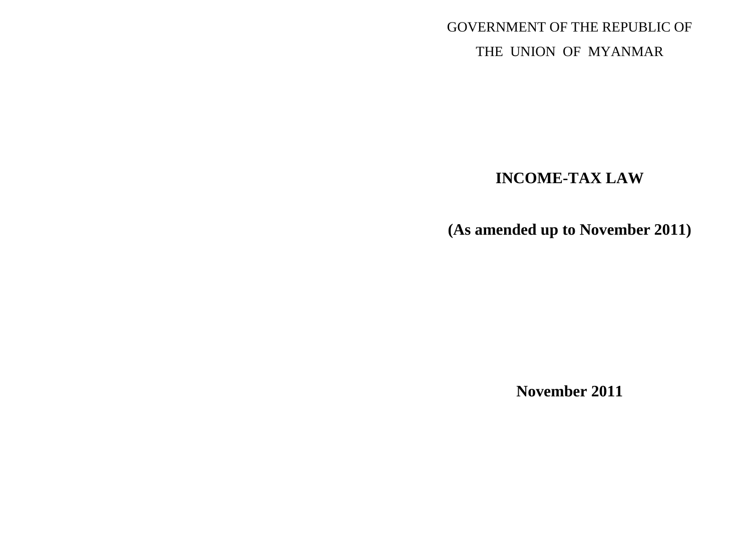GOVERNMENT OF THE REPUBLIC OF

THE UNION OF MYANMAR

# INCOME-TAX LAW

**(As amended up to November 2011)**

**November 2011**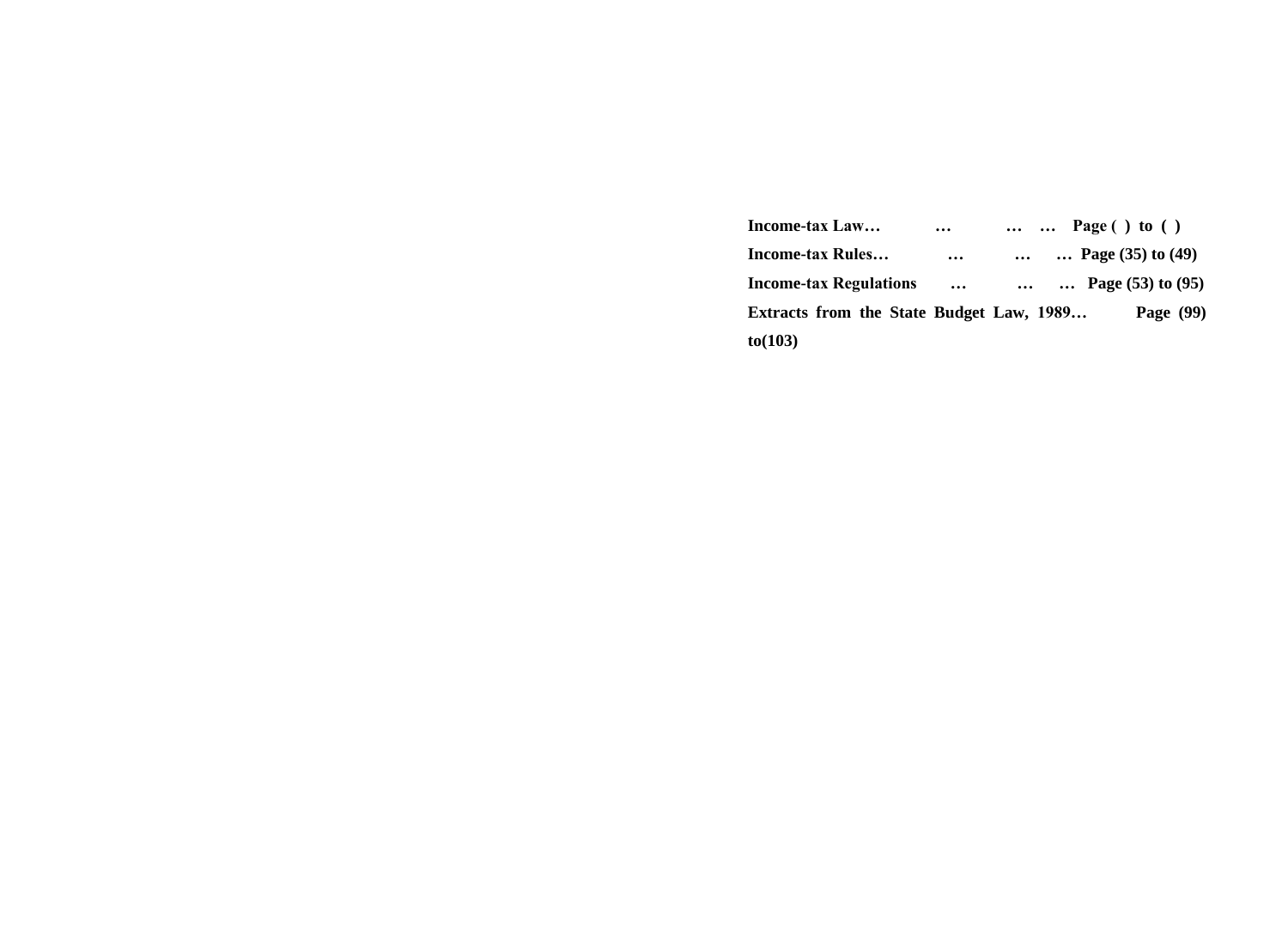**Income-tax Law… … … … Page ( ) to ( )**

**Income-tax Rules… … … … Page (35) to (49)**

**Income-tax Regulations … … … Page (53) to (95)**

**Extracts from the State Budget Law, 1989… Page (99) to(103)**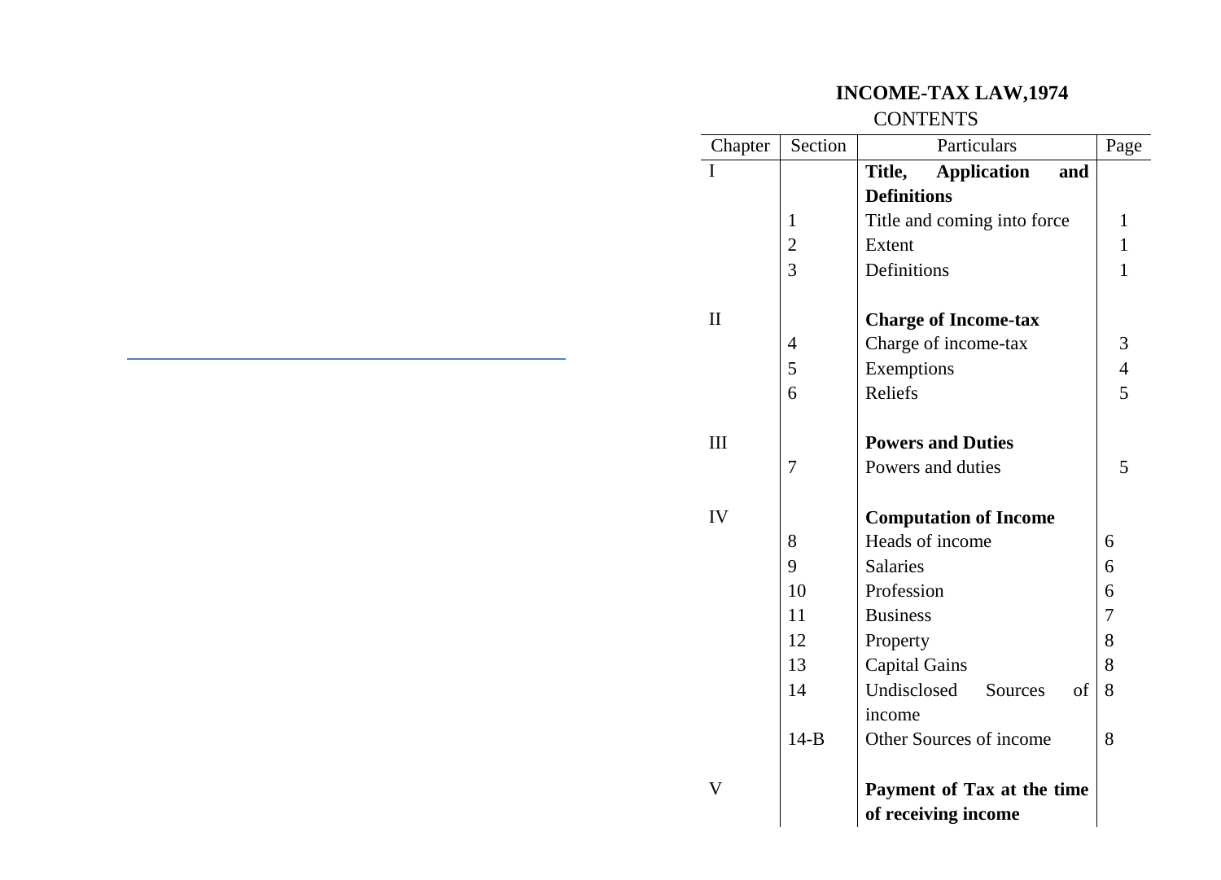# INCOME-TAX LAW,1974

CONTENTS

| Chapter | Section | Particulars | Page |
|---|---|---|---|
| I | | **Title, Application and Definitions** | |
| | 1 | Title and coming into force | 1 |
| | 2 | Extent | 1 |
| | 3 | Definitions | 1 |
| II | | **Charge of Income-tax** | |
| | 4 | Charge of income-tax | 3 |
| | 5 | Exemptions | 4 |
| | 6 | Reliefs | 5 |
| III | | **Powers and Duties** | |
| | 7 | Powers and duties | 5 |
| IV | | **Computation of Income** | |
| | 8 | Heads of income | 6 |
| | 9 | Salaries | 6 |
| | 10 | Profession | 6 |
| | 11 | Business | 7 |
| | 12 | Property | 8 |
| | 13 | Capital Gains | 8 |
| | 14 | Undisclosed Sources of income | 8 |
| | 14-B | Other Sources of income | 8 |
| V | | **Payment of Tax at the time of receiving income** | |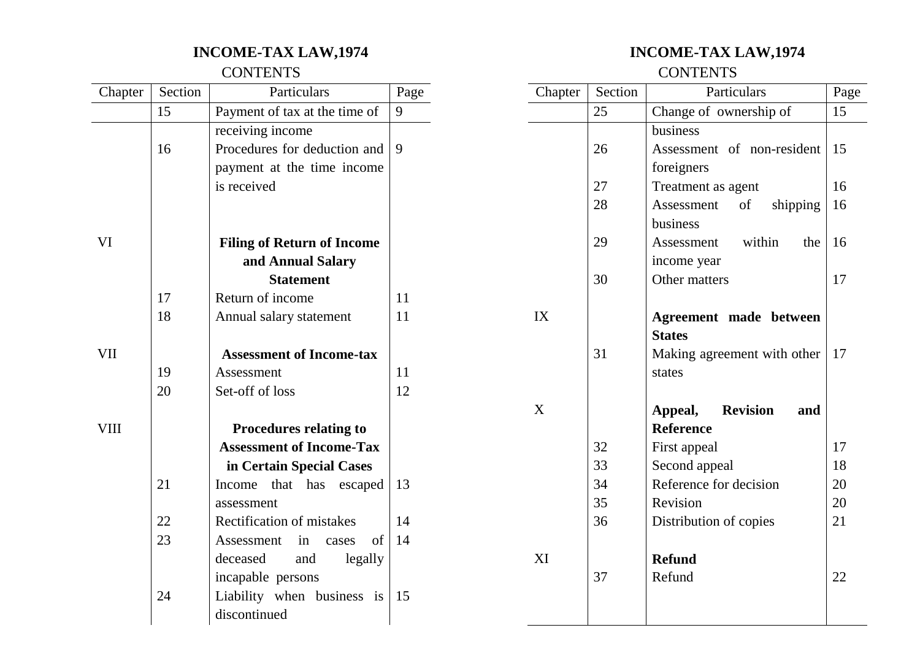## INCOME-TAX LAW,1974

CONTENTS

| Chapter | Section | Particulars | Page |
|---|---|---|---|
| | 15 | Payment of tax at the time of receiving income | 9 |
| | 16 | Procedures for deduction and payment at the time income is received | 9 |
| VI | | **Filing of Return of Income and Annual Salary Statement** | |
| | 17 | Return of income | 11 |
| | 18 | Annual salary statement | 11 |
| VII | | **Assessment of Income-tax** | |
| | 19 | Assessment | 11 |
| | 20 | Set-off of loss | 12 |
| VIII | | **Procedures relating to Assessment of Income-Tax in Certain Special Cases** | |
| | 21 | Income that has escaped assessment | 13 |
| | 22 | Rectification of mistakes | 14 |
| | 23 | Assessment in cases of deceased and legally incapable persons | 14 |
| | 24 | Liability when business is discontinued | 15 |
| | 25 | Change of ownership of business | 15 |
| | 26 | Assessment of non-resident foreigners | 15 |
| | 27 | Treatment as agent | 16 |
| | 28 | Assessment of shipping business | 16 |
| | 29 | Assessment within the income year | 16 |
| | 30 | Other matters | 17 |
| IX | | **Agreement made between States** | |
| | 31 | Making agreement with other states | 17 |
| X | | **Appeal, Revision and Reference** | |
| | 32 | First appeal | 17 |
| | 33 | Second appeal | 18 |
| | 34 | Reference for decision | 20 |
| | 35 | Revision | 20 |
| | 36 | Distribution of copies | 21 |
| XI | | **Refund** | |
| | 37 | Refund | 22 |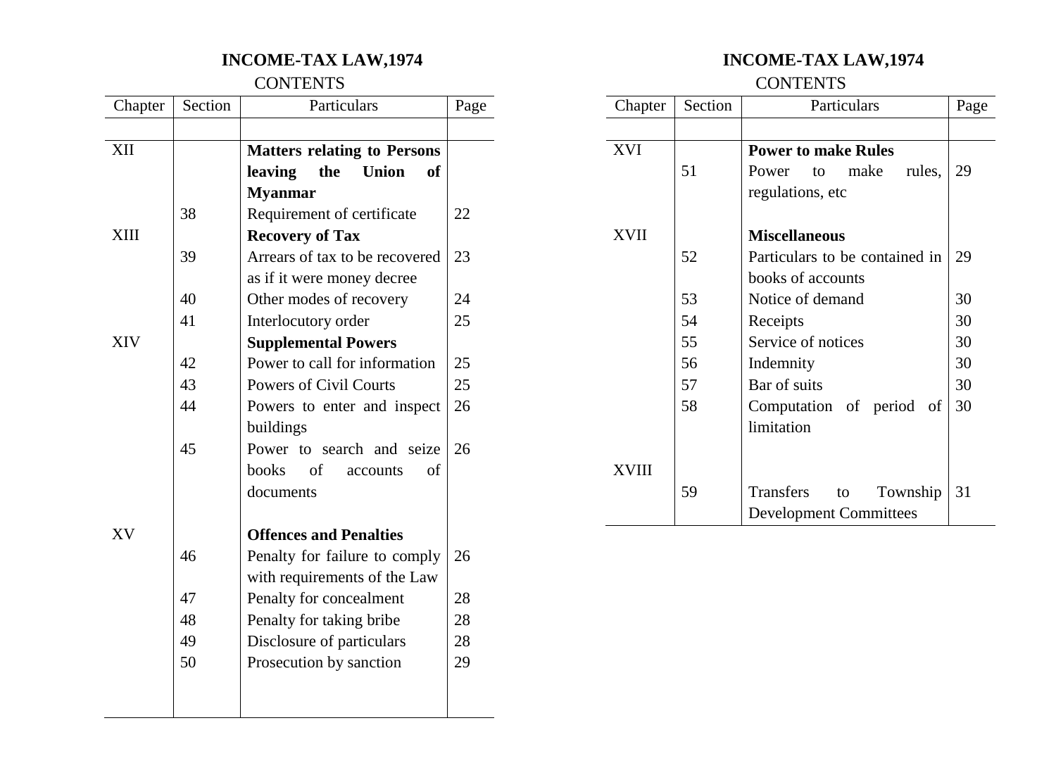## INCOME-TAX LAW,1974

CONTENTS

| Chapter | Section | Particulars | Page |
|---|---|---|---|
| XII | | **Matters relating to Persons leaving the Union of Myanmar** | |
| | 38 | Requirement of certificate | 22 |
| XIII | | **Recovery of Tax** | |
| | 39 | Arrears of tax to be recovered as if it were money decree | 23 |
| | 40 | Other modes of recovery | 24 |
| | 41 | Interlocutory order | 25 |
| XIV | | **Supplemental Powers** | |
| | 42 | Power to call for information | 25 |
| | 43 | Powers of Civil Courts | 25 |
| | 44 | Powers to enter and inspect buildings | 26 |
| | 45 | Power to search and seize books of accounts of documents | 26 |
| XV | | **Offences and Penalties** | |
| | 46 | Penalty for failure to comply with requirements of the Law | 26 |
| | 47 | Penalty for concealment | 28 |
| | 48 | Penalty for taking bribe | 28 |
| | 49 | Disclosure of particulars | 28 |
| | 50 | Prosecution by sanction | 29 |

## INCOME-TAX LAW,1974

CONTENTS

| Chapter | Section | Particulars | Page |
|---|---|---|---|
| XVI | | **Power to make Rules** | |
| | 51 | Power to make rules, regulations, etc | 29 |
| XVII | | **Miscellaneous** | |
| | 52 | Particulars to be contained in books of accounts | 29 |
| | 53 | Notice of demand | 30 |
| | 54 | Receipts | 30 |
| | 55 | Service of notices | 30 |
| | 56 | Indemnity | 30 |
| | 57 | Bar of suits | 30 |
| | 58 | Computation of period of limitation | 30 |
| XVIII | | | |
| | 59 | Transfers to Township Development Committees | 31 |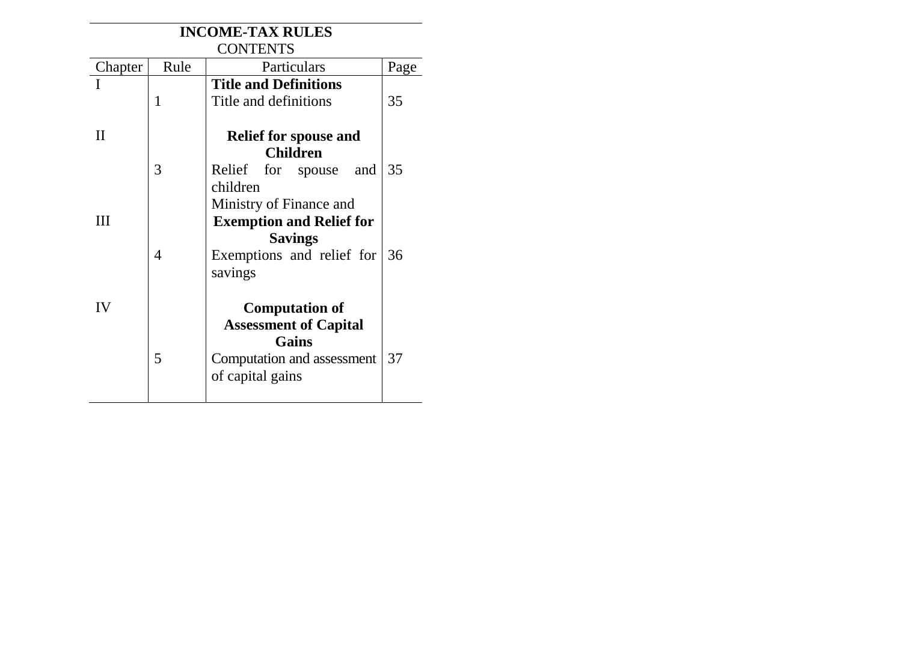## INCOME-TAX RULES

CONTENTS

| Chapter | Rule | Particulars | Page |
|---|---|---|---|
| I | | **Title and Definitions** | |
| | 1 | Title and definitions | 35 |
| II | | **Relief for spouse and Children** | |
| | 3 | Relief for spouse and children | 35 |
| | | Ministry of Finance and | |
| III | | **Exemption and Relief for Savings** | |
| | 4 | Exemptions and relief for savings | 36 |
| IV | | **Computation of Assessment of Capital Gains** | |
| | 5 | Computation and assessment of capital gains | 37 |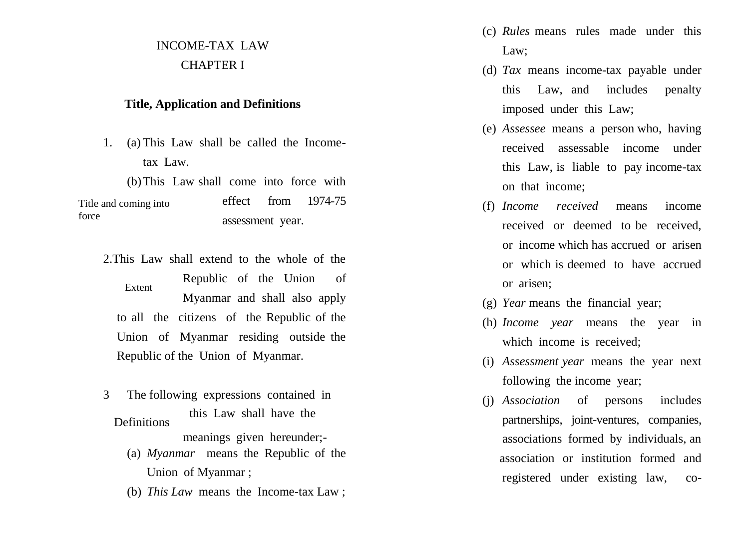# INCOME-TAX LAW

## CHAPTER I

### Title, Application and Definitions

Title and coming into force

1. (a) This Law shall be called the Income-tax Law.

   (b) This Law shall come into force with effect from 1974-75 assessment year.

Extent

2. This Law shall extend to the whole of the Republic of the Union of Myanmar and shall also apply to all the citizens of the Republic of the Union of Myanmar residing outside the Republic of the Union of Myanmar.

Definitions

3. The following expressions contained in this Law shall have the meanings given hereunder;-

   (a) *Myanmar* means the Republic of the Union of Myanmar ;

   (b) *This Law* means the Income-tax Law ;

   (c) *Rules* means rules made under this Law;

   (d) *Tax* means income-tax payable under this Law, and includes penalty imposed under this Law;

   (e) *Assessee* means a person who, having received assessable income under this Law, is liable to pay income-tax on that income;

   (f) *Income received* means income received or deemed to be received, or income which has accrued or arisen or which is deemed to have accrued or arisen;

   (g) *Year* means the financial year;

   (h) *Income year* means the year in which income is received;

   (i) *Assessment year* means the year next following the income year;

   (j) *Association* of persons includes partnerships, joint-ventures, companies, associations formed by individuals, an association or institution formed and registered under existing law, co-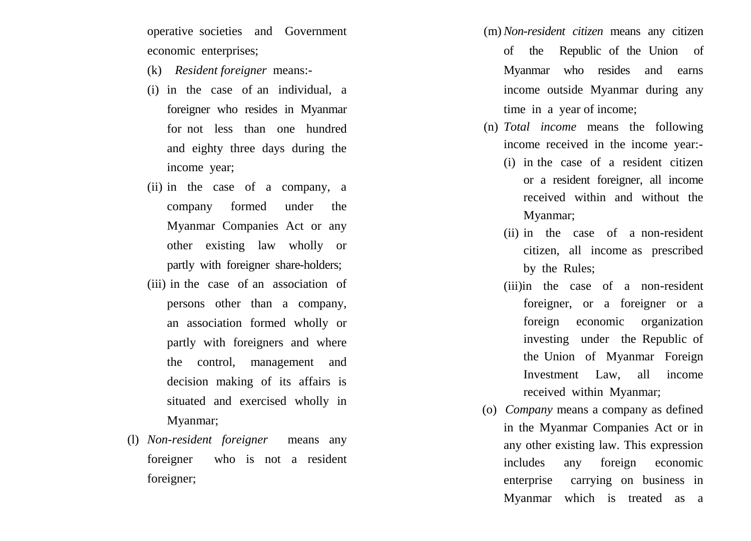operative societies and Government economic enterprises;

(k) *Resident foreigner* means:-

(i) in the case of an individual, a foreigner who resides in Myanmar for not less than one hundred and eighty three days during the income year;

(ii) in the case of a company, a company formed under the Myanmar Companies Act or any other existing law wholly or partly with foreigner share-holders;

(iii) in the case of an association of persons other than a company, an association formed wholly or partly with foreigners and where the control, management and decision making of its affairs is situated and exercised wholly in Myanmar;

(l) *Non-resident foreigner* means any foreigner who is not a resident foreigner;

(m) *Non-resident citizen* means any citizen of the Republic of the Union of Myanmar who resides and earns income outside Myanmar during any time in a year of income;

(n) *Total income* means the following income received in the income year:-

(i) in the case of a resident citizen or a resident foreigner, all income received within and without the Myanmar;

(ii) in the case of a non-resident citizen, all income as prescribed by the Rules;

(iii) in the case of a non-resident foreigner, or a foreigner or a foreign economic organization investing under the Republic of the Union of Myanmar Foreign Investment Law, all income received within Myanmar;

(o) *Company* means a company as defined in the Myanmar Companies Act or in any other existing law. This expression includes any foreign economic enterprise carrying on business in Myanmar which is treated as a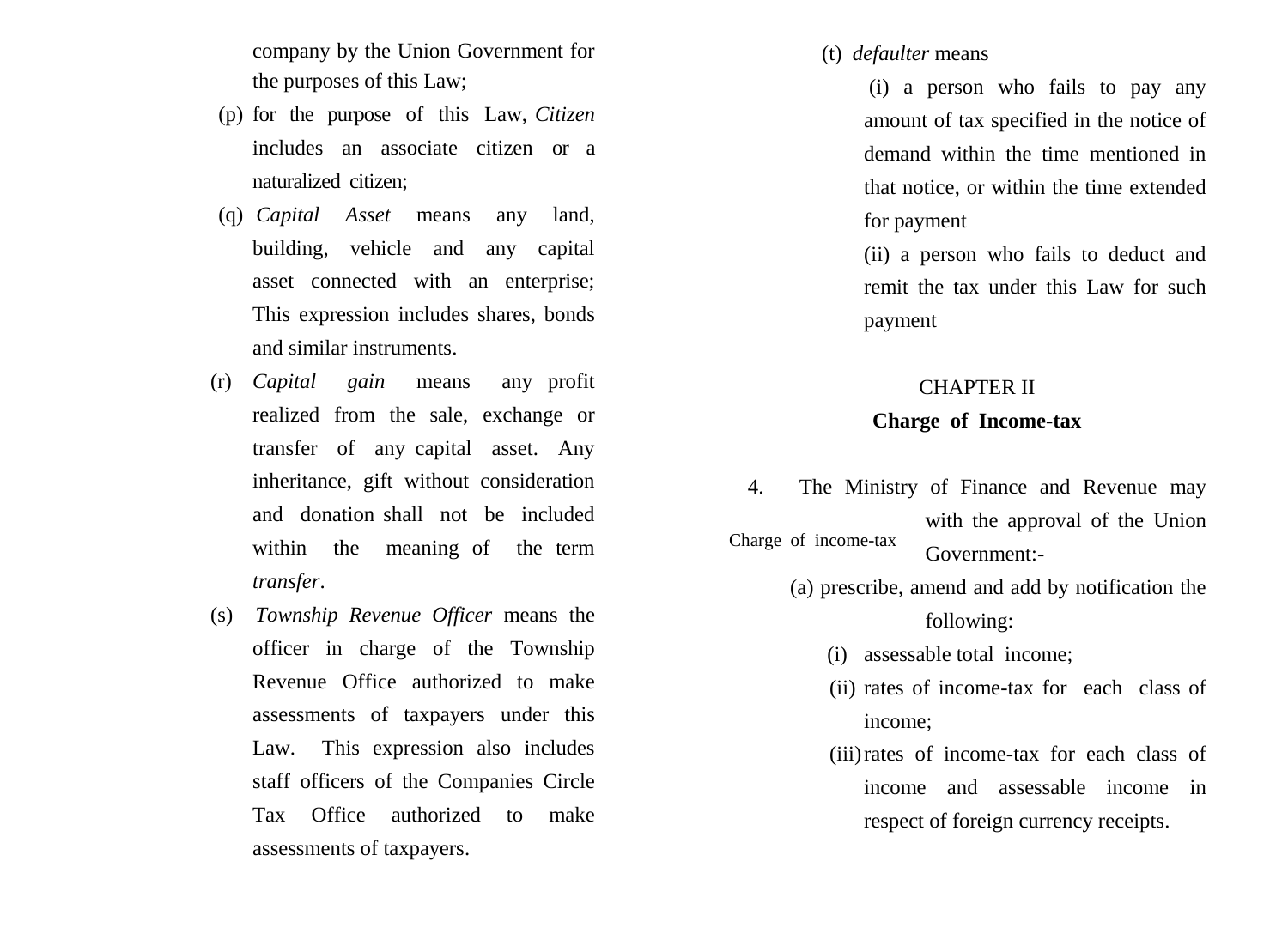company by the Union Government for the purposes of this Law;

(p) for the purpose of this Law, *Citizen* includes an associate citizen or a naturalized citizen;

(q) *Capital Asset* means any land, building, vehicle and any capital asset connected with an enterprise; This expression includes shares, bonds and similar instruments.

(r) *Capital gain* means any profit realized from the sale, exchange or transfer of any capital asset. Any inheritance, gift without consideration and donation shall not be included within the meaning of the term *transfer*.

(s) *Township Revenue Officer* means the officer in charge of the Township Revenue Office authorized to make assessments of taxpayers under this Law. This expression also includes staff officers of the Companies Circle Tax Office authorized to make assessments of taxpayers.

(t) *defaulter* means

(i) a person who fails to pay any amount of tax specified in the notice of demand within the time mentioned in that notice, or within the time extended for payment

(ii) a person who fails to deduct and remit the tax under this Law for such payment

## CHAPTER II

## Charge of Income-tax

Charge of income-tax

4. The Ministry of Finance and Revenue may with the approval of the Union Government:-

(a) prescribe, amend and add by notification the following:

(i) assessable total income;

(ii) rates of income-tax for each class of income;

(iii) rates of income-tax for each class of income and assessable income in respect of foreign currency receipts.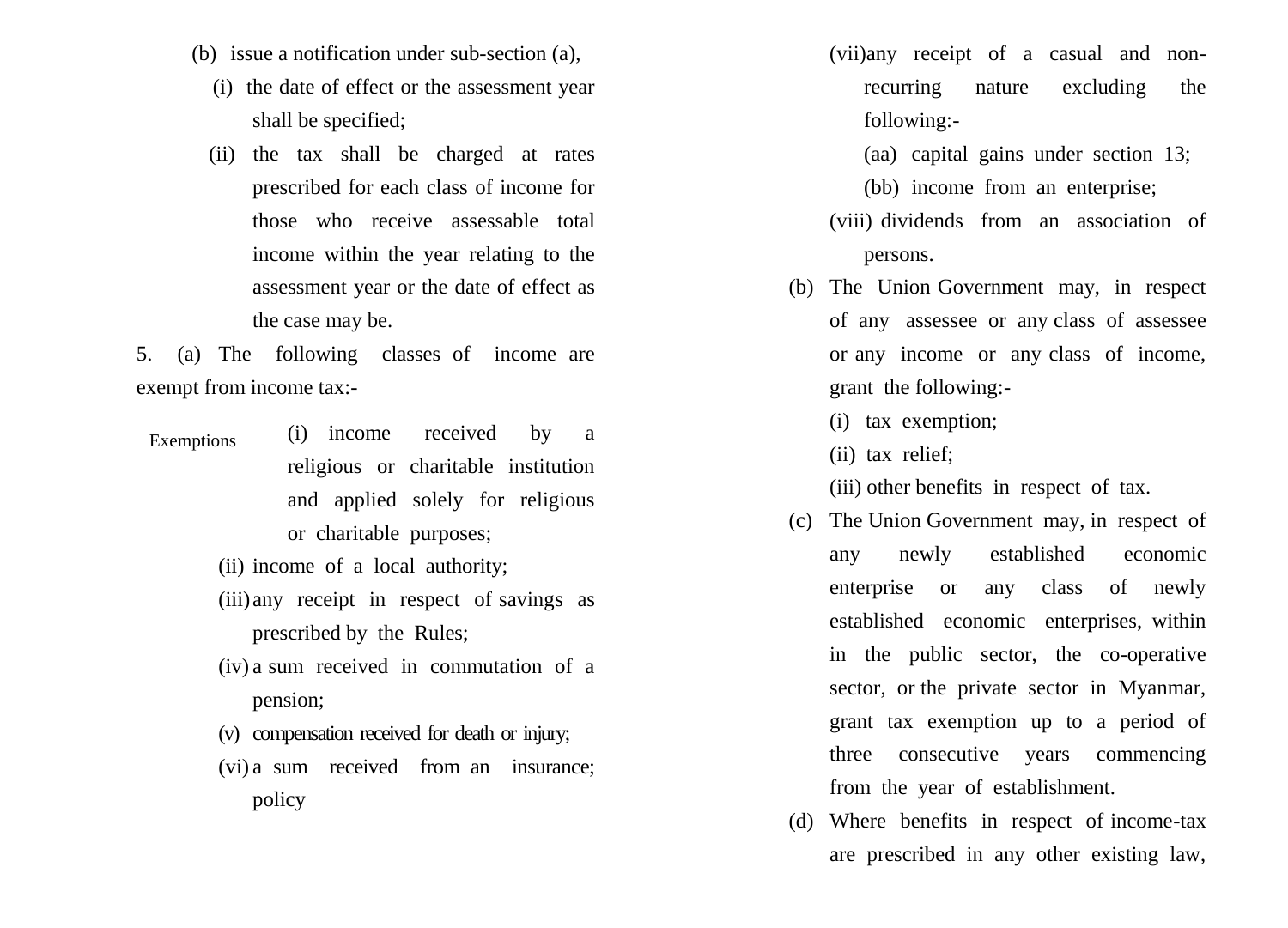(b) issue a notification under sub-section (a),

(i) the date of effect or the assessment year shall be specified;

(ii) the tax shall be charged at rates prescribed for each class of income for those who receive assessable total income within the year relating to the assessment year or the date of effect as the case may be.

5. (a) The following classes of income are exempt from income tax:-

Exemptions

(i) income received by a religious or charitable institution and applied solely for religious or charitable purposes;

(ii) income of a local authority;

(iii) any receipt in respect of savings as prescribed by the Rules;

(iv) a sum received in commutation of a pension;

(v) compensation received for death or injury;

(vi) a sum received from an insurance; policy

(vii) any receipt of a casual and non-recurring nature excluding the following:-

(aa) capital gains under section 13;

(bb) income from an enterprise;

(viii) dividends from an association of persons.

(b) The Union Government may, in respect of any assessee or any class of assessee or any income or any class of income, grant the following:-

(i) tax exemption;

(ii) tax relief;

(iii) other benefits in respect of tax.

(c) The Union Government may, in respect of any newly established economic enterprise or any class of newly established economic enterprises, within in the public sector, the co-operative sector, or the private sector in Myanmar, grant tax exemption up to a period of three consecutive years commencing from the year of establishment.

(d) Where benefits in respect of income-tax are prescribed in any other existing law,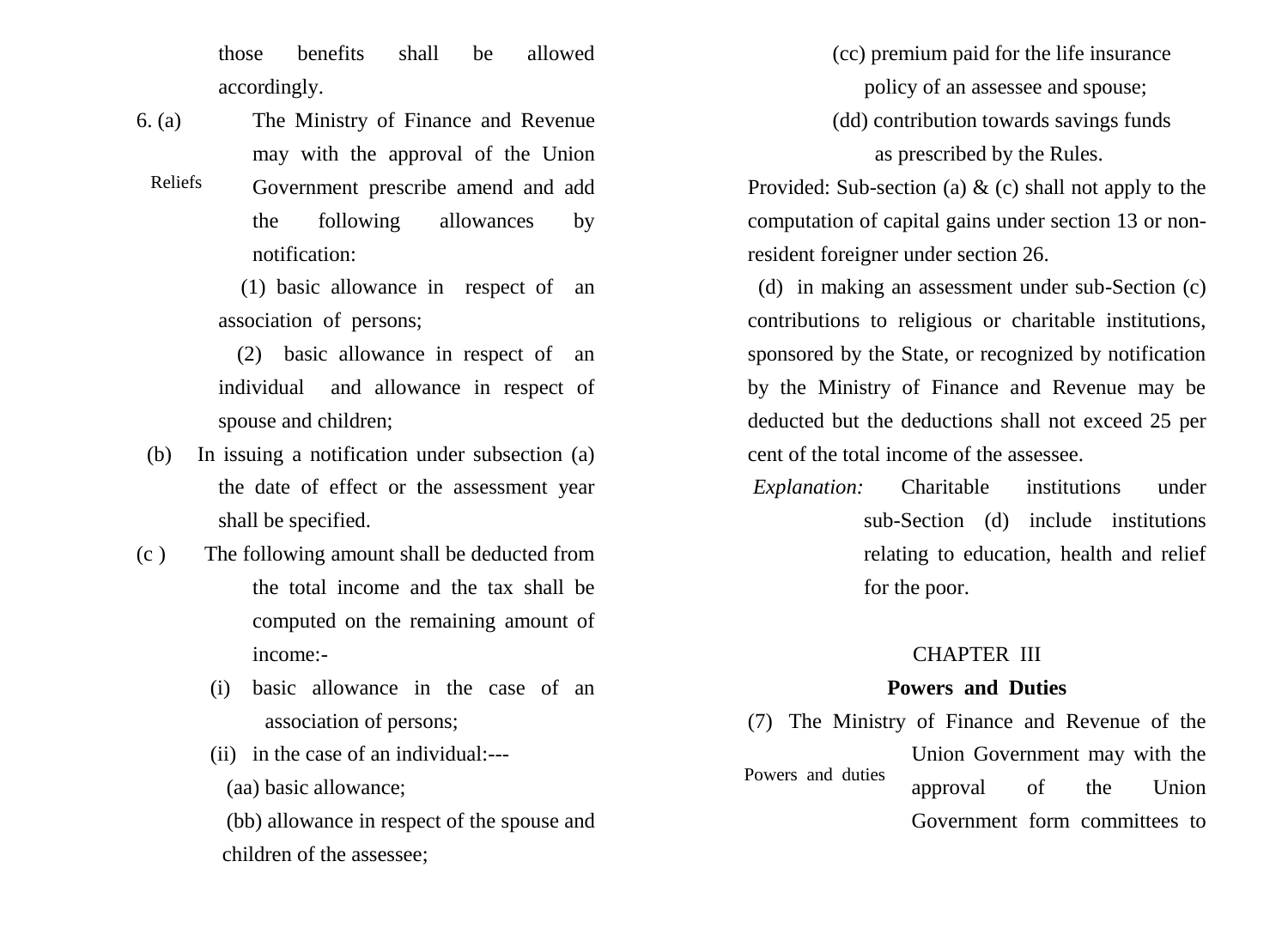those benefits shall be allowed accordingly.

6. (a) The Ministry of Finance and Revenue may with the approval of the Union Government prescribe amend and add the following allowances by notification:

Reliefs

(1) basic allowance in respect of an association of persons;

(2) basic allowance in respect of an individual and allowance in respect of spouse and children;

(b) In issuing a notification under subsection (a) the date of effect or the assessment year shall be specified.

(c ) The following amount shall be deducted from the total income and the tax shall be computed on the remaining amount of income:-

(i) basic allowance in the case of an association of persons;

(ii) in the case of an individual:---

(aa) basic allowance;

(bb) allowance in respect of the spouse and children of the assessee;

(cc) premium paid for the life insurance policy of an assessee and spouse;

(dd) contribution towards savings funds as prescribed by the Rules.

Provided: Sub-section (a) & (c) shall not apply to the computation of capital gains under section 13 or non-resident foreigner under section 26.

(d) in making an assessment under sub-Section (c) contributions to religious or charitable institutions, sponsored by the State, or recognized by notification by the Ministry of Finance and Revenue may be deducted but the deductions shall not exceed 25 per cent of the total income of the assessee.

*Explanation:* Charitable institutions under sub-Section (d) include institutions relating to education, health and relief for the poor.

## CHAPTER III

## Powers and Duties

(7) The Ministry of Finance and Revenue of the Union Government may with the approval of the Union Government form committees to

Powers and duties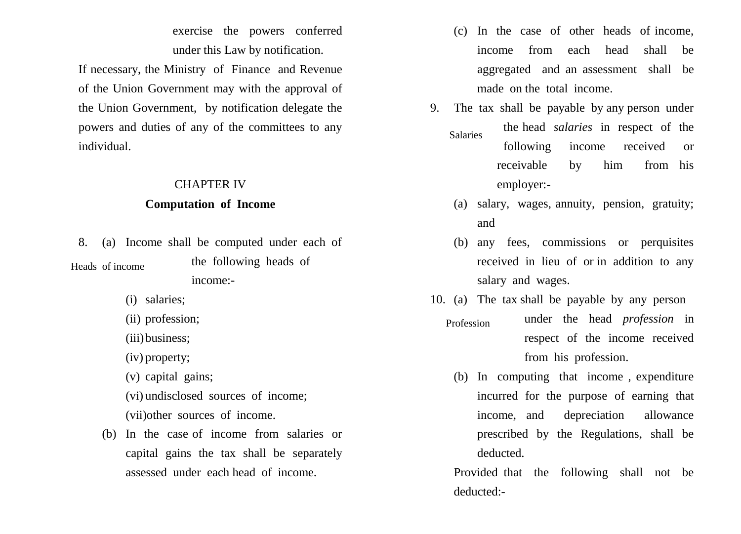exercise the powers conferred under this Law by notification.

If necessary, the Ministry of Finance and Revenue of the Union Government may with the approval of the Union Government, by notification delegate the powers and duties of any of the committees to any individual.

## CHAPTER IV

## Computation of Income

Heads of income

8. (a) Income shall be computed under each of the following heads of income:-

   (i) salaries;

   (ii) profession;

   (iii) business;

   (iv) property;

   (v) capital gains;

   (vi) undisclosed sources of income;

   (vii) other sources of income.

   (b) In the case of income from salaries or capital gains the tax shall be separately assessed under each head of income.

   (c) In the case of other heads of income, income from each head shall be aggregated and an assessment shall be made on the total income.

Salaries

9. The tax shall be payable by any person under the head *salaries* in respect of the following income received or receivable by him from his employer:-

   (a) salary, wages, annuity, pension, gratuity; and

   (b) any fees, commissions or perquisites received in lieu of or in addition to any salary and wages.

Profession

10. (a) The tax shall be payable by any person under the head *profession* in respect of the income received from his profession.

   (b) In computing that income , expenditure incurred for the purpose of earning that income, and depreciation allowance prescribed by the Regulations, shall be deducted.

   Provided that the following shall not be deducted:-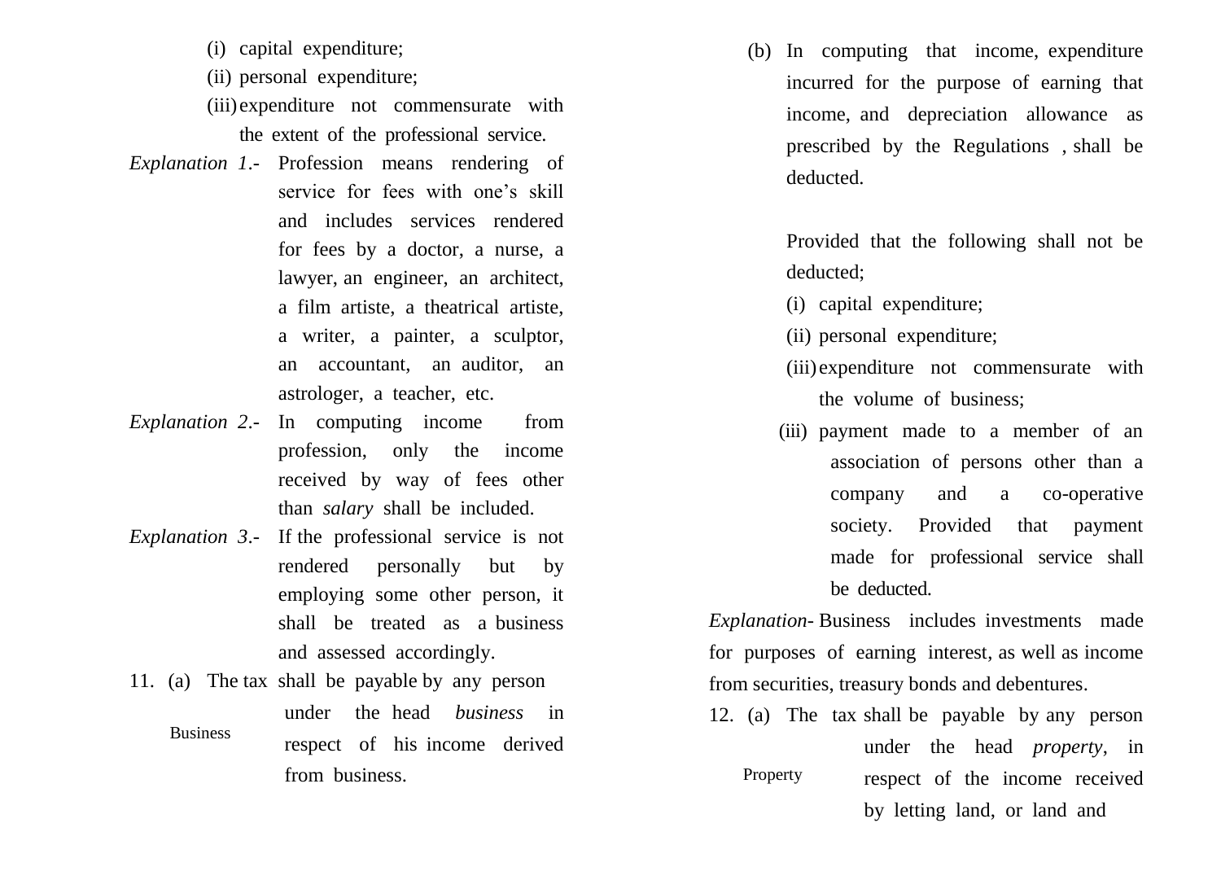(i) capital expenditure;
(ii) personal expenditure;
(iii) expenditure not commensurate with the extent of the professional service.

*Explanation 1*.- Profession means rendering of service for fees with one's skill and includes services rendered for fees by a doctor, a nurse, a lawyer, an engineer, an architect, a film artiste, a theatrical artiste, a writer, a painter, a sculptor, an accountant, an auditor, an astrologer, a teacher, etc.

*Explanation 2*.- In computing income from profession, only the income received by way of fees other than *salary* shall be included.

*Explanation 3*.- If the professional service is not rendered personally but by employing some other person, it shall be treated as a business and assessed accordingly.

Business

11. (a) The tax shall be payable by any person under the head *business* in respect of his income derived from business.

(b) In computing that income, expenditure incurred for the purpose of earning that income, and depreciation allowance as prescribed by the Regulations , shall be deducted.

Provided that the following shall not be deducted;

(i) capital expenditure;
(ii) personal expenditure;
(iii) expenditure not commensurate with the volume of business;
(iii) payment made to a member of an association of persons other than a company and a co-operative society. Provided that payment made for professional service shall be deducted.

*Explanation*- Business includes investments made for purposes of earning interest, as well as income from securities, treasury bonds and debentures.

Property

12. (a) The tax shall be payable by any person under the head *property*, in respect of the income received by letting land, or land and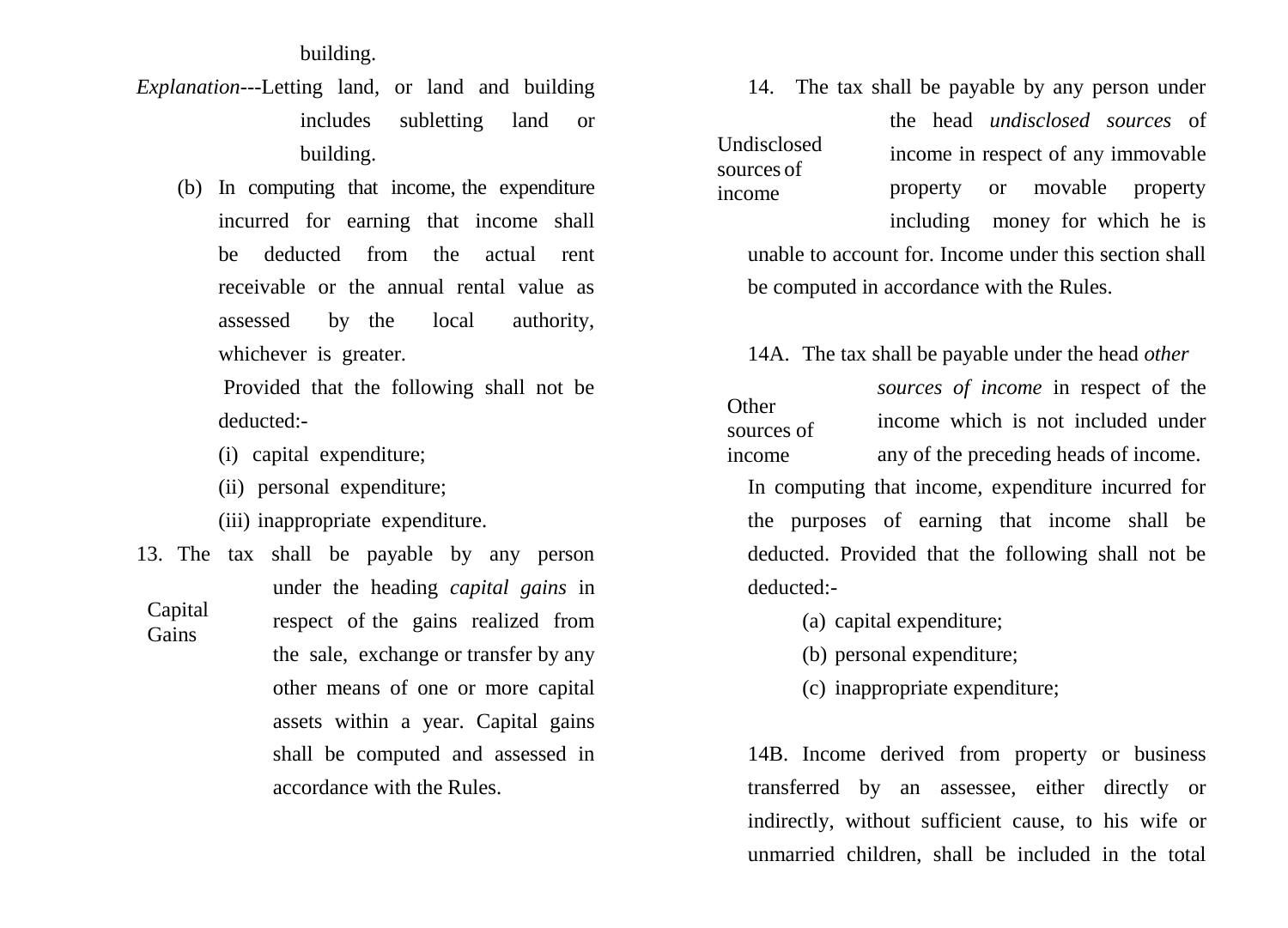building.

*Explanation*---Letting land, or land and building includes subletting land or building.

(b) In computing that income, the expenditure incurred for earning that income shall be deducted from the actual rent receivable or the annual rental value as assessed by the local authority, whichever is greater.

Provided that the following shall not be deducted:-

(i) capital expenditure;

(ii) personal expenditure;

(iii) inappropriate expenditure.

**Capital Gains**

13. The tax shall be payable by any person under the heading *capital gains* in respect of the gains realized from the sale, exchange or transfer by any other means of one or more capital assets within a year. Capital gains shall be computed and assessed in accordance with the Rules.

**Undisclosed sources of income**

14. The tax shall be payable by any person under the head *undisclosed sources* of income in respect of any immovable property or movable property including money for which he is unable to account for. Income under this section shall be computed in accordance with the Rules.

**Other sources of income**

14A. The tax shall be payable under the head *other sources of income* in respect of the income which is not included under any of the preceding heads of income. In computing that income, expenditure incurred for the purposes of earning that income shall be deducted. Provided that the following shall not be deducted:-

(a) capital expenditure;

(b) personal expenditure;

(c) inappropriate expenditure;

14B. Income derived from property or business transferred by an assessee, either directly or indirectly, without sufficient cause, to his wife or unmarried children, shall be included in the total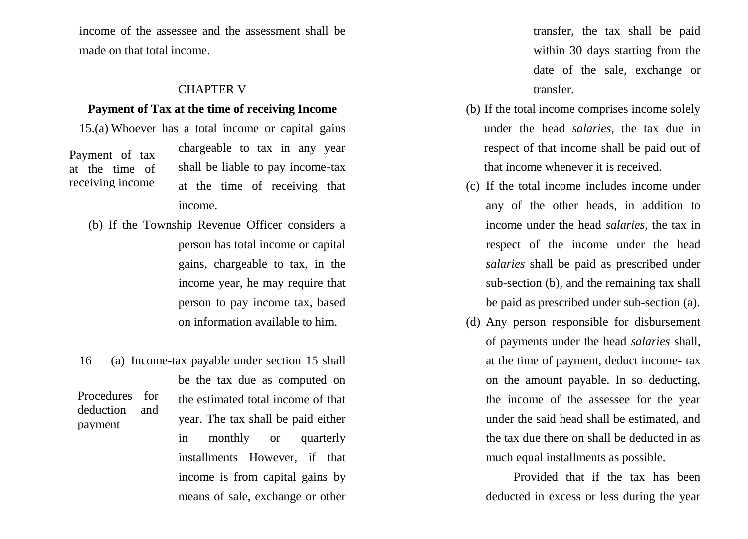income of the assessee and the assessment shall be made on that total income.

## CHAPTER V

### Payment of Tax at the time of receiving Income

*Payment of tax at the time of receiving income*

15.(a) Whoever has a total income or capital gains chargeable to tax in any year shall be liable to pay income-tax at the time of receiving that income.

(b) If the Township Revenue Officer considers a person has total income or capital gains, chargeable to tax, in the income year, he may require that person to pay income tax, based on information available to him.

*Procedures for deduction and payment*

16 (a) Income-tax payable under section 15 shall be the tax due as computed on the estimated total income of that year. The tax shall be paid either in monthly or quarterly installments However, if that income is from capital gains by means of sale, exchange or other transfer, the tax shall be paid within 30 days starting from the date of the sale, exchange or transfer.

(b) If the total income comprises income solely under the head *salaries*, the tax due in respect of that income shall be paid out of that income whenever it is received.

(c) If the total income includes income under any of the other heads, in addition to income under the head *salaries*, the tax in respect of the income under the head *salaries* shall be paid as prescribed under sub-section (b), and the remaining tax shall be paid as prescribed under sub-section (a).

(d) Any person responsible for disbursement of payments under the head *salaries* shall, at the time of payment, deduct income- tax on the amount payable. In so deducting, the income of the assessee for the year under the said head shall be estimated, and the tax due there on shall be deducted in as much equal installments as possible.

Provided that if the tax has been deducted in excess or less during the year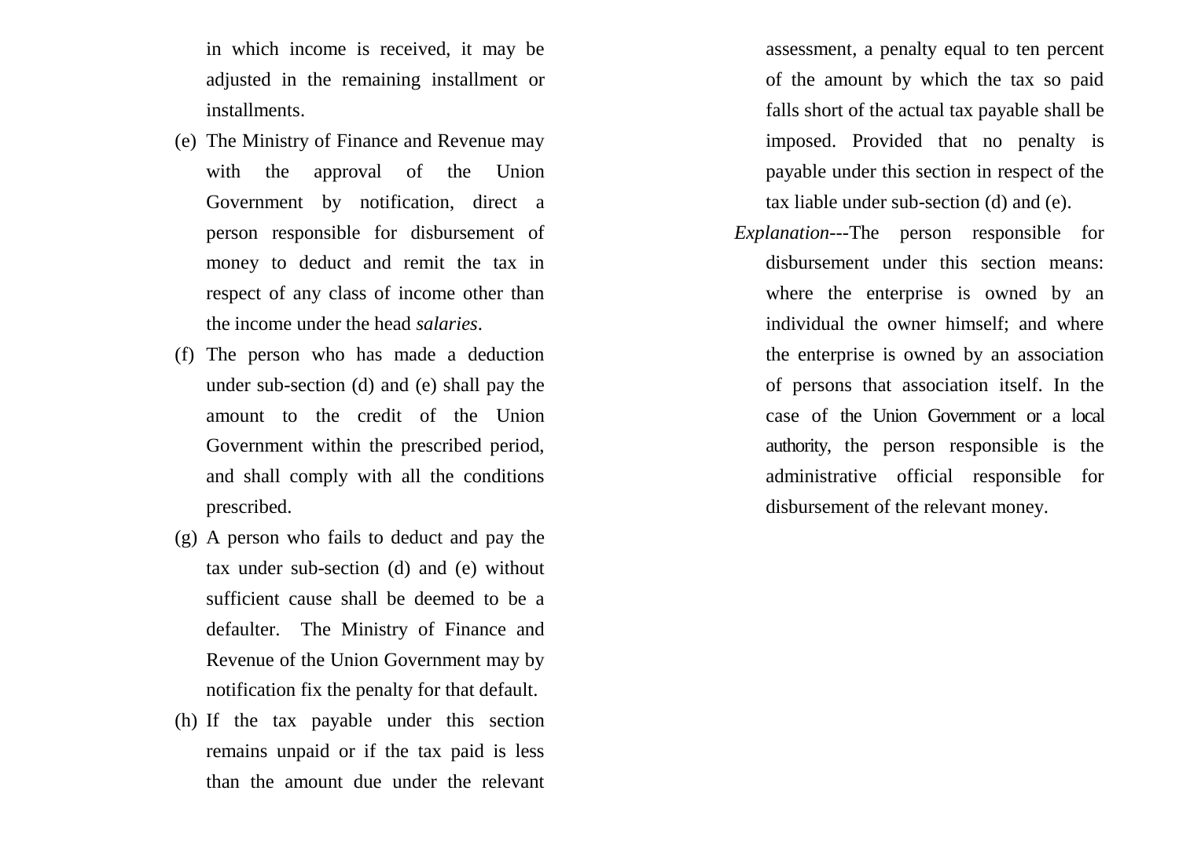in which income is received, it may be adjusted in the remaining installment or installments.

(e) The Ministry of Finance and Revenue may with the approval of the Union Government by notification, direct a person responsible for disbursement of money to deduct and remit the tax in respect of any class of income other than the income under the head *salaries*.

(f) The person who has made a deduction under sub-section (d) and (e) shall pay the amount to the credit of the Union Government within the prescribed period, and shall comply with all the conditions prescribed.

(g) A person who fails to deduct and pay the tax under sub-section (d) and (e) without sufficient cause shall be deemed to be a defaulter. The Ministry of Finance and Revenue of the Union Government may by notification fix the penalty for that default.

(h) If the tax payable under this section remains unpaid or if the tax paid is less than the amount due under the relevant assessment, a penalty equal to ten percent of the amount by which the tax so paid falls short of the actual tax payable shall be imposed. Provided that no penalty is payable under this section in respect of the tax liable under sub-section (d) and (e).

*Explanation*---The person responsible for disbursement under this section means: where the enterprise is owned by an individual the owner himself; and where the enterprise is owned by an association of persons that association itself. In the case of the Union Government or a local authority, the person responsible is the administrative official responsible for disbursement of the relevant money.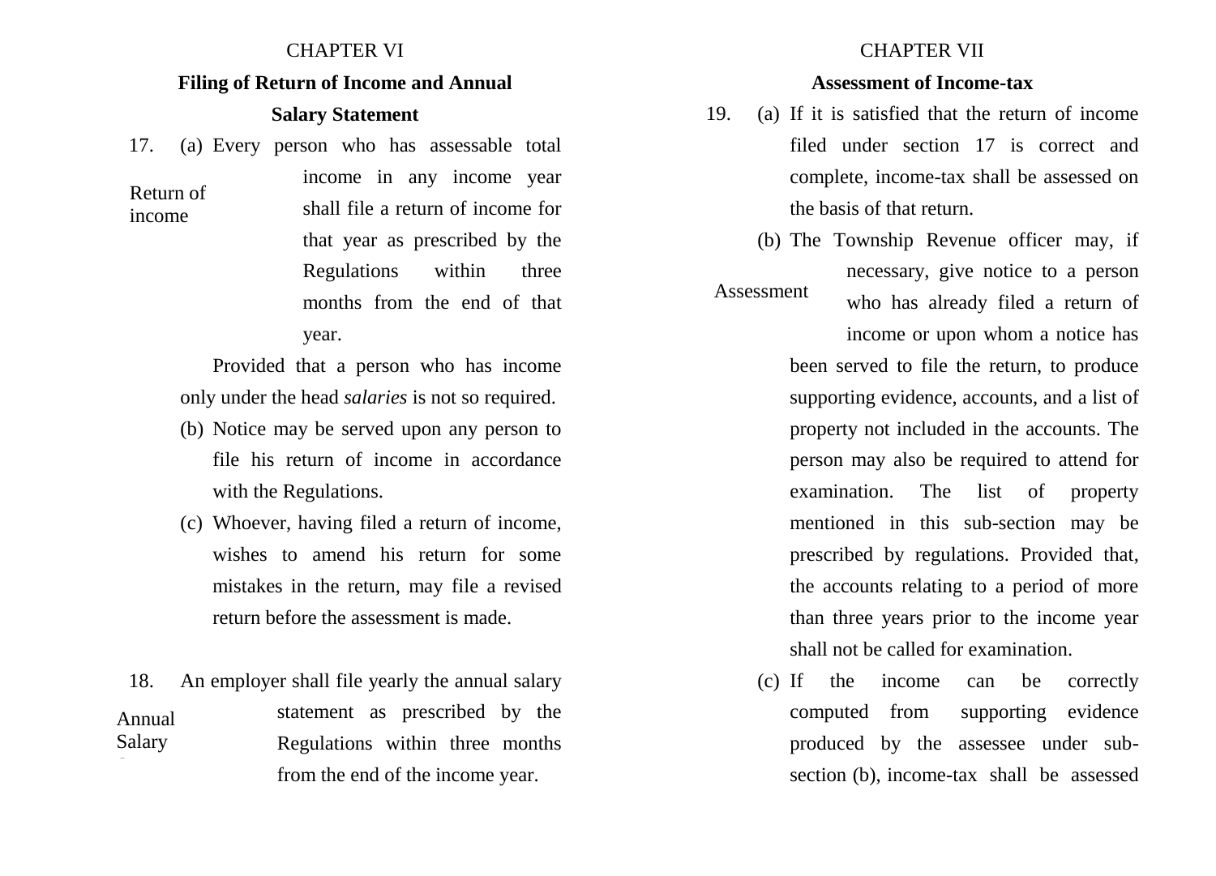## CHAPTER VI

### Filing of Return of Income and Annual Salary Statement

17. *Return of income*

(a) Every person who has assessable total income in any income year shall file a return of income for that year as prescribed by the Regulations within three months from the end of that year.

Provided that a person who has income only under the head *salaries* is not so required.

(b) Notice may be served upon any person to file his return of income in accordance with the Regulations.

(c) Whoever, having filed a return of income, wishes to amend his return for some mistakes in the return, may file a revised return before the assessment is made.

18. *Annual Salary S*

An employer shall file yearly the annual salary statement as prescribed by the Regulations within three months from the end of the income year.

## CHAPTER VII

### Assessment of Income-tax

19. *Assessment*

(a) If it is satisfied that the return of income filed under section 17 is correct and complete, income-tax shall be assessed on the basis of that return.

(b) The Township Revenue officer may, if necessary, give notice to a person who has already filed a return of income or upon whom a notice has been served to file the return, to produce supporting evidence, accounts, and a list of property not included in the accounts. The person may also be required to attend for examination. The list of property mentioned in this sub-section may be prescribed by regulations. Provided that, the accounts relating to a period of more than three years prior to the income year shall not be called for examination.

(c) If the income can be correctly computed from supporting evidence produced by the assessee under sub-section (b), income-tax shall be assessed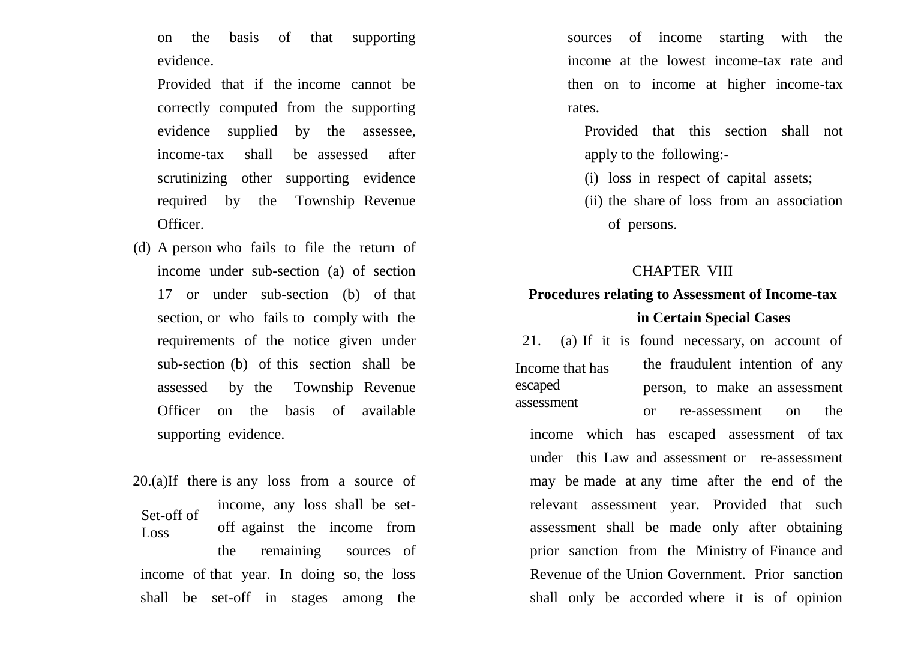on the basis of that supporting evidence.

Provided that if the income cannot be correctly computed from the supporting evidence supplied by the assessee, income-tax shall be assessed after scrutinizing other supporting evidence required by the Township Revenue Officer.

(d) A person who fails to file the return of income under sub-section (a) of section 17 or under sub-section (b) of that section, or who fails to comply with the requirements of the notice given under sub-section (b) of this section shall be assessed by the Township Revenue Officer on the basis of available supporting evidence.

Set-off of Loss

20.(a)If there is any loss from a source of income, any loss shall be set-off against the income from the remaining sources of income of that year. In doing so, the loss shall be set-off in stages among the sources of income starting with the income at the lowest income-tax rate and then on to income at higher income-tax rates.

Provided that this section shall not apply to the following:-

(i) loss in respect of capital assets;

(ii) the share of loss from an association of persons.

## CHAPTER VIII

## Procedures relating to Assessment of Income-tax in Certain Special Cases

Income that has escaped assessment

21. (a) If it is found necessary, on account of the fraudulent intention of any person, to make an assessment or re-assessment on the income which has escaped assessment of tax under this Law and assessment or re-assessment may be made at any time after the end of the relevant assessment year. Provided that such assessment shall be made only after obtaining prior sanction from the Ministry of Finance and Revenue of the Union Government. Prior sanction shall only be accorded where it is of opinion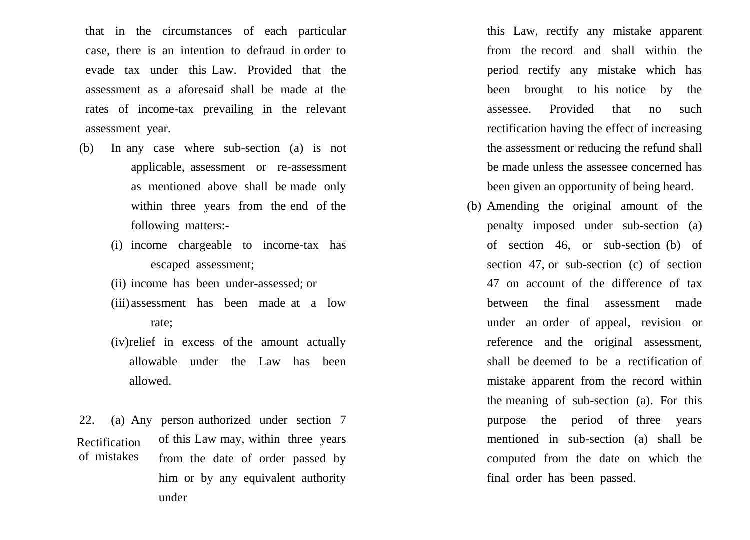that in the circumstances of each particular case, there is an intention to defraud in order to evade tax under this Law. Provided that the assessment as a aforesaid shall be made at the rates of income-tax prevailing in the relevant assessment year.

(b) In any case where sub-section (a) is not applicable, assessment or re-assessment as mentioned above shall be made only within three years from the end of the following matters:-

(i) income chargeable to income-tax has escaped assessment;

(ii) income has been under-assessed; or

(iii) assessment has been made at a low rate;

(iv) relief in excess of the amount actually allowable under the Law has been allowed.

**22. Rectification of mistakes**

(a) Any person authorized under section 7 of this Law may, within three years from the date of order passed by him or by any equivalent authority under this Law, rectify any mistake apparent from the record and shall within the period rectify any mistake which has been brought to his notice by the assessee. Provided that no such rectification having the effect of increasing the assessment or reducing the refund shall be made unless the assessee concerned has been given an opportunity of being heard.

(b) Amending the original amount of the penalty imposed under sub-section (a) of section 46, or sub-section (b) of section 47, or sub-section (c) of section 47 on account of the difference of tax between the final assessment made under an order of appeal, revision or reference and the original assessment, shall be deemed to be a rectification of mistake apparent from the record within the meaning of sub-section (a). For this purpose the period of three years mentioned in sub-section (a) shall be computed from the date on which the final order has been passed.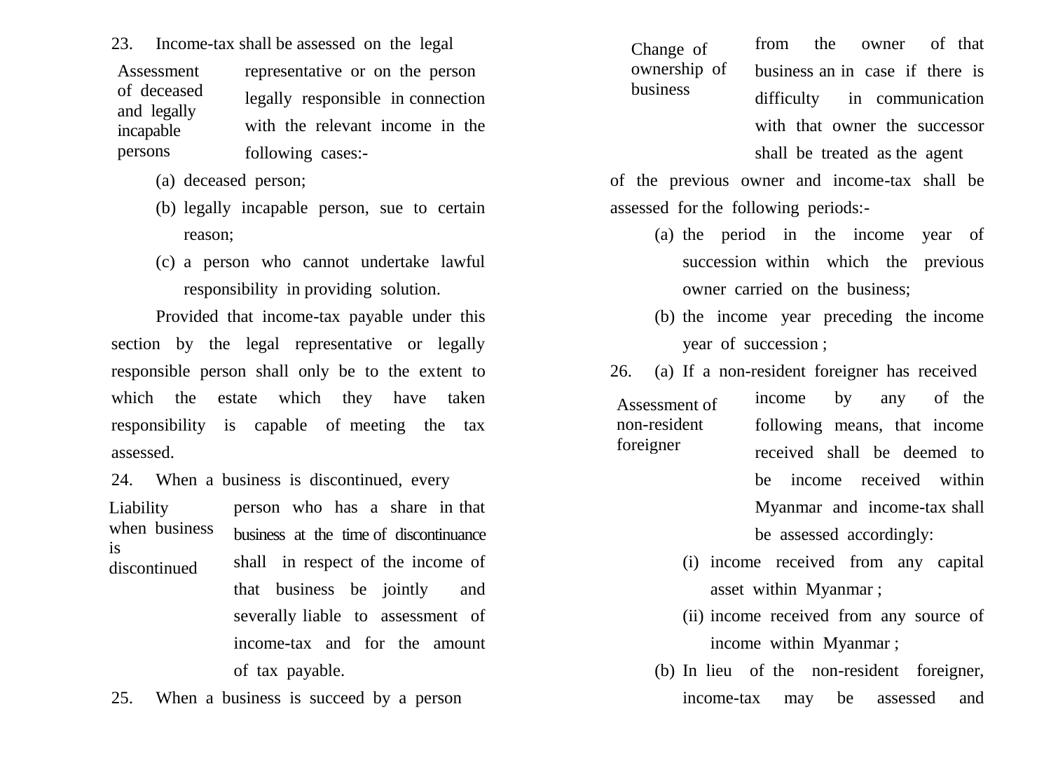**23.** Income-tax shall be assessed on the legal representative or on the person legally responsible in connection with the relevant income in the following cases:-

*Assessment of deceased and legally incapable persons*

(a) deceased person;

(b) legally incapable person, sue to certain reason;

(c) a person who cannot undertake lawful responsibility in providing solution.

Provided that income-tax payable under this section by the legal representative or legally responsible person shall only be to the extent to which the estate which they have taken responsibility is capable of meeting the tax assessed.

**24.** When a business is discontinued, every person who has a share in that business at the time of discontinuance shall in respect of the income of that business be jointly and severally liable to assessment of income-tax and for the amount of tax payable.

*Liability when business is discontinued*

**25.** When a business is succeed by a person from the owner of that business an in case if there is difficulty in communication with that owner the successor shall be treated as the agent of the previous owner and income-tax shall be assessed for the following periods:-

*Change of ownership of business*

(a) the period in the income year of succession within which the previous owner carried on the business;

(b) the income year preceding the income year of succession ;

**26.** (a) If a non-resident foreigner has received income by any of the following means, that income received shall be deemed to be income received within Myanmar and income-tax shall be assessed accordingly:

*Assessment of non-resident foreigner*

(i) income received from any capital asset within Myanmar ;

(ii) income received from any source of income within Myanmar ;

(b) In lieu of the non-resident foreigner, income-tax may be assessed and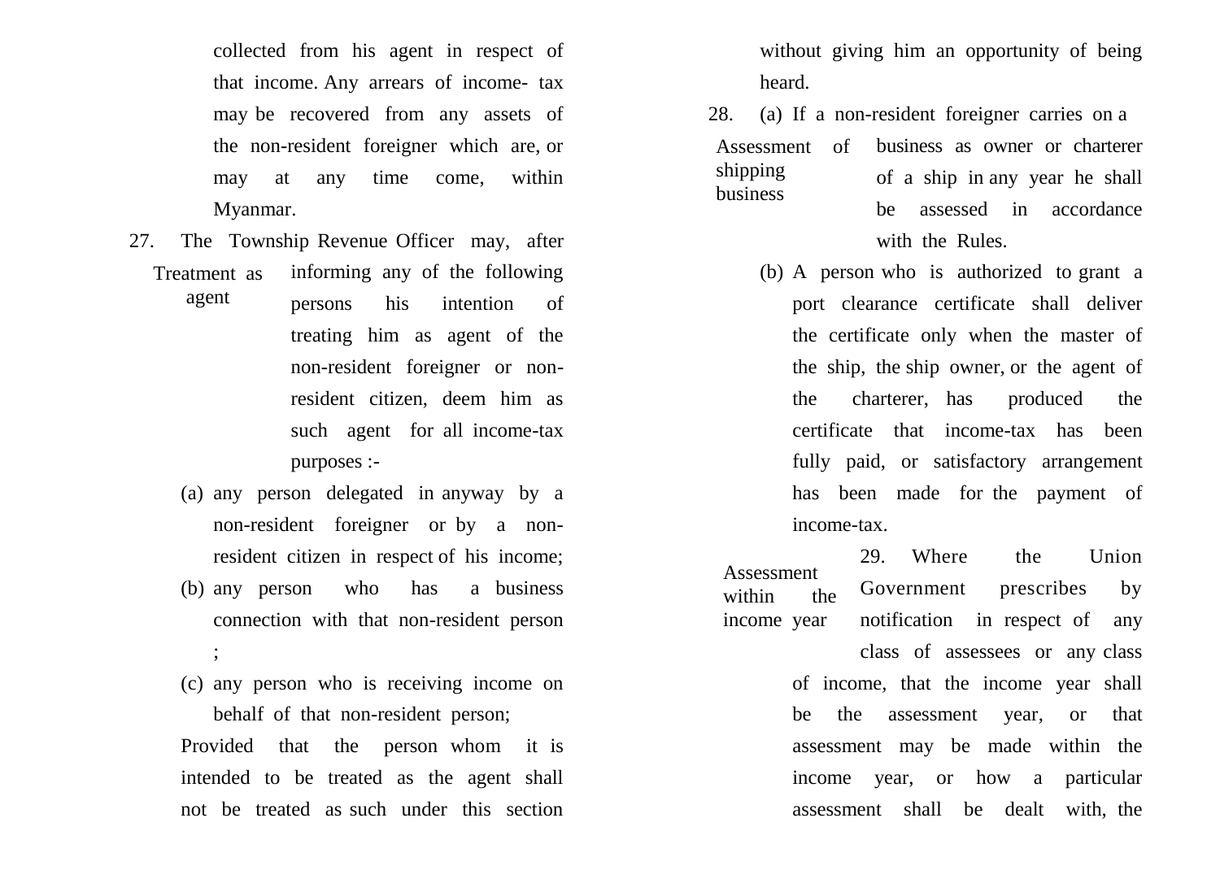collected from his agent in respect of that income. Any arrears of income- tax may be recovered from any assets of the non-resident foreigner which are, or may at any time come, within Myanmar.

27. *Treatment as agent*

The Township Revenue Officer may, after informing any of the following persons his intention of treating him as agent of the non-resident foreigner or non-resident citizen, deem him as such agent for all income-tax purposes :-

(a) any person delegated in anyway by a non-resident foreigner or by a non-resident citizen in respect of his income;

(b) any person who has a business connection with that non-resident person ;

(c) any person who is receiving income on behalf of that non-resident person;

Provided that the person whom it is intended to be treated as the agent shall not be treated as such under this section without giving him an opportunity of being heard.

28. *Assessment of shipping business*

(a) If a non-resident foreigner carries on a business as owner or charterer of a ship in any year he shall be assessed in accordance with the Rules.

(b) A person who is authorized to grant a port clearance certificate shall deliver the certificate only when the master of the ship, the ship owner, or the agent of the charterer, has produced the certificate that income-tax has been fully paid, or satisfactory arrangement has been made for the payment of income-tax.

29. *Assessment within the income year*

Where the Union Government prescribes by notification in respect of any class of assessees or any class of income, that the income year shall be the assessment year, or that assessment may be made within the income year, or how a particular assessment shall be dealt with, the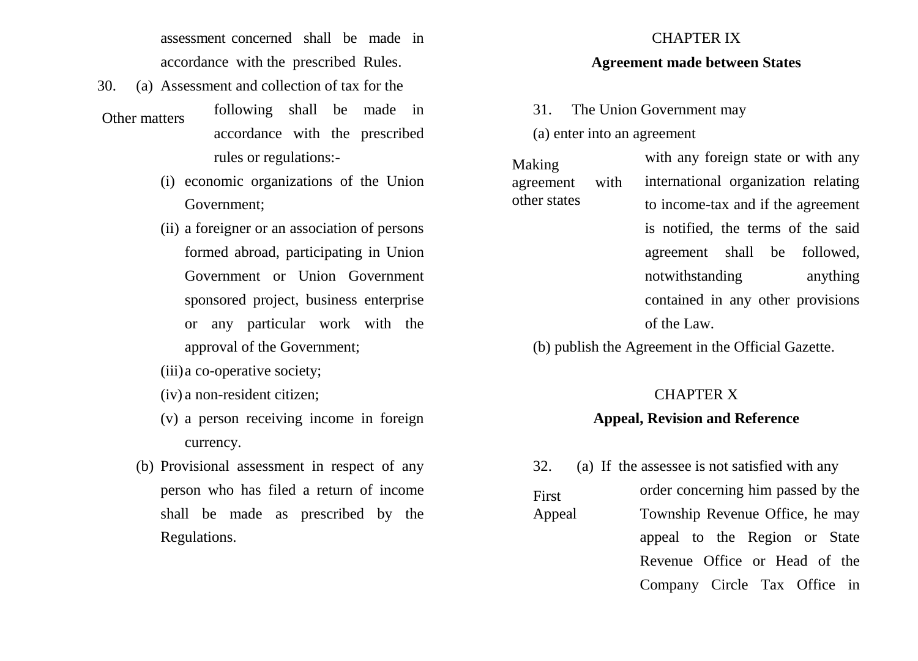assessment concerned shall be made in accordance with the prescribed Rules.

**Other matters**

30. (a) Assessment and collection of tax for the following shall be made in accordance with the prescribed rules or regulations:-

   (i) economic organizations of the Union Government;

   (ii) a foreigner or an association of persons formed abroad, participating in Union Government or Union Government sponsored project, business enterprise or any particular work with the approval of the Government;

   (iii) a co-operative society;

   (iv) a non-resident citizen;

   (v) a person receiving income in foreign currency.

   (b) Provisional assessment in respect of any person who has filed a return of income shall be made as prescribed by the Regulations.

## CHAPTER IX

## Agreement made between States

**Making agreement with other states**

31. The Union Government may

(a) enter into an agreement with any foreign state or with any international organization relating to income-tax and if the agreement is notified, the terms of the said agreement shall be followed, notwithstanding anything contained in any other provisions of the Law.

(b) publish the Agreement in the Official Gazette.

## CHAPTER X

## Appeal, Revision and Reference

**First Appeal**

32. (a) If the assessee is not satisfied with any order concerning him passed by the Township Revenue Office, he may appeal to the Region or State Revenue Office or Head of the Company Circle Tax Office in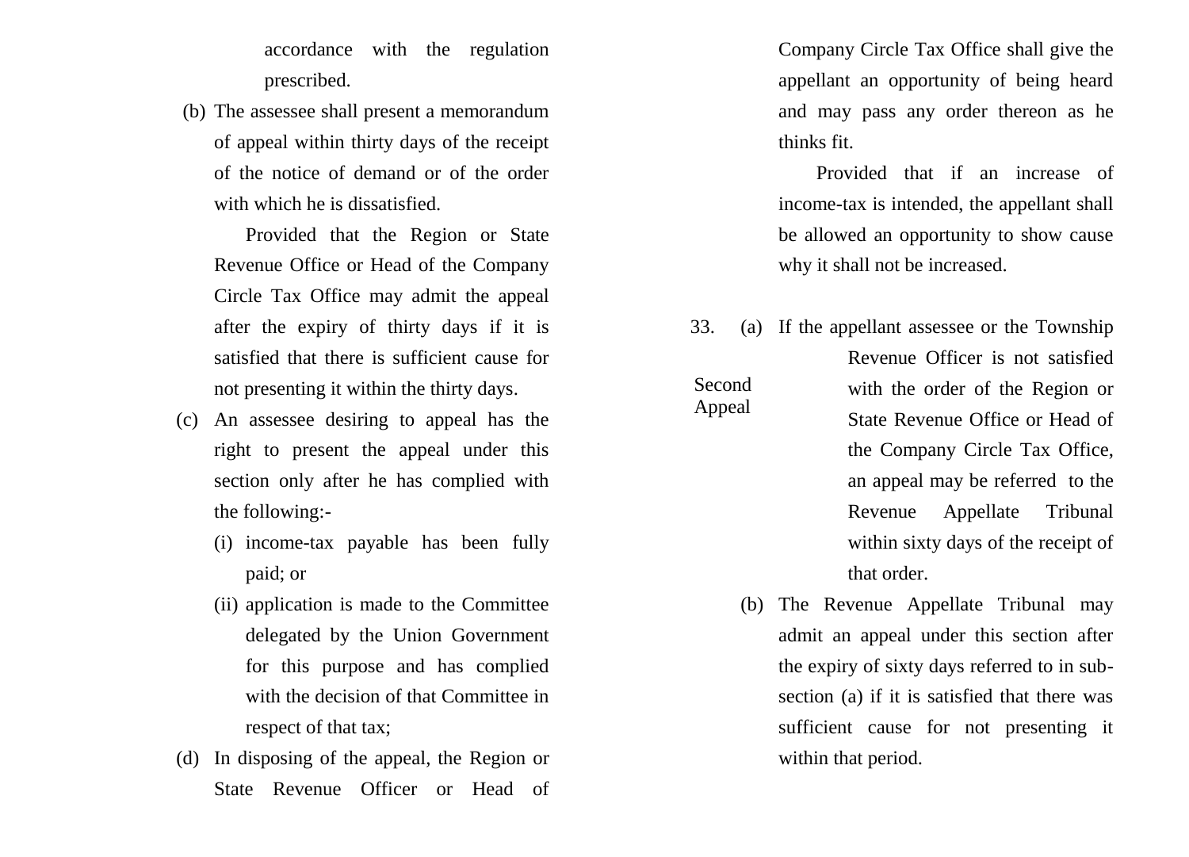accordance with the regulation prescribed.

(b) The assessee shall present a memorandum of appeal within thirty days of the receipt of the notice of demand or of the order with which he is dissatisfied.

Provided that the Region or State Revenue Office or Head of the Company Circle Tax Office may admit the appeal after the expiry of thirty days if it is satisfied that there is sufficient cause for not presenting it within the thirty days.

(c) An assessee desiring to appeal has the right to present the appeal under this section only after he has complied with the following:-

(i) income-tax payable has been fully paid; or

(ii) application is made to the Committee delegated by the Union Government for this purpose and has complied with the decision of that Committee in respect of that tax;

(d) In disposing of the appeal, the Region or State Revenue Officer or Head of Company Circle Tax Office shall give the appellant an opportunity of being heard and may pass any order thereon as he thinks fit.

Provided that if an increase of income-tax is intended, the appellant shall be allowed an opportunity to show cause why it shall not be increased.

**Second Appeal**

33. (a) If the appellant assessee or the Township Revenue Officer is not satisfied with the order of the Region or State Revenue Office or Head of the Company Circle Tax Office, an appeal may be referred to the Revenue Appellate Tribunal within sixty days of the receipt of that order.

(b) The Revenue Appellate Tribunal may admit an appeal under this section after the expiry of sixty days referred to in sub-section (a) if it is satisfied that there was sufficient cause for not presenting it within that period.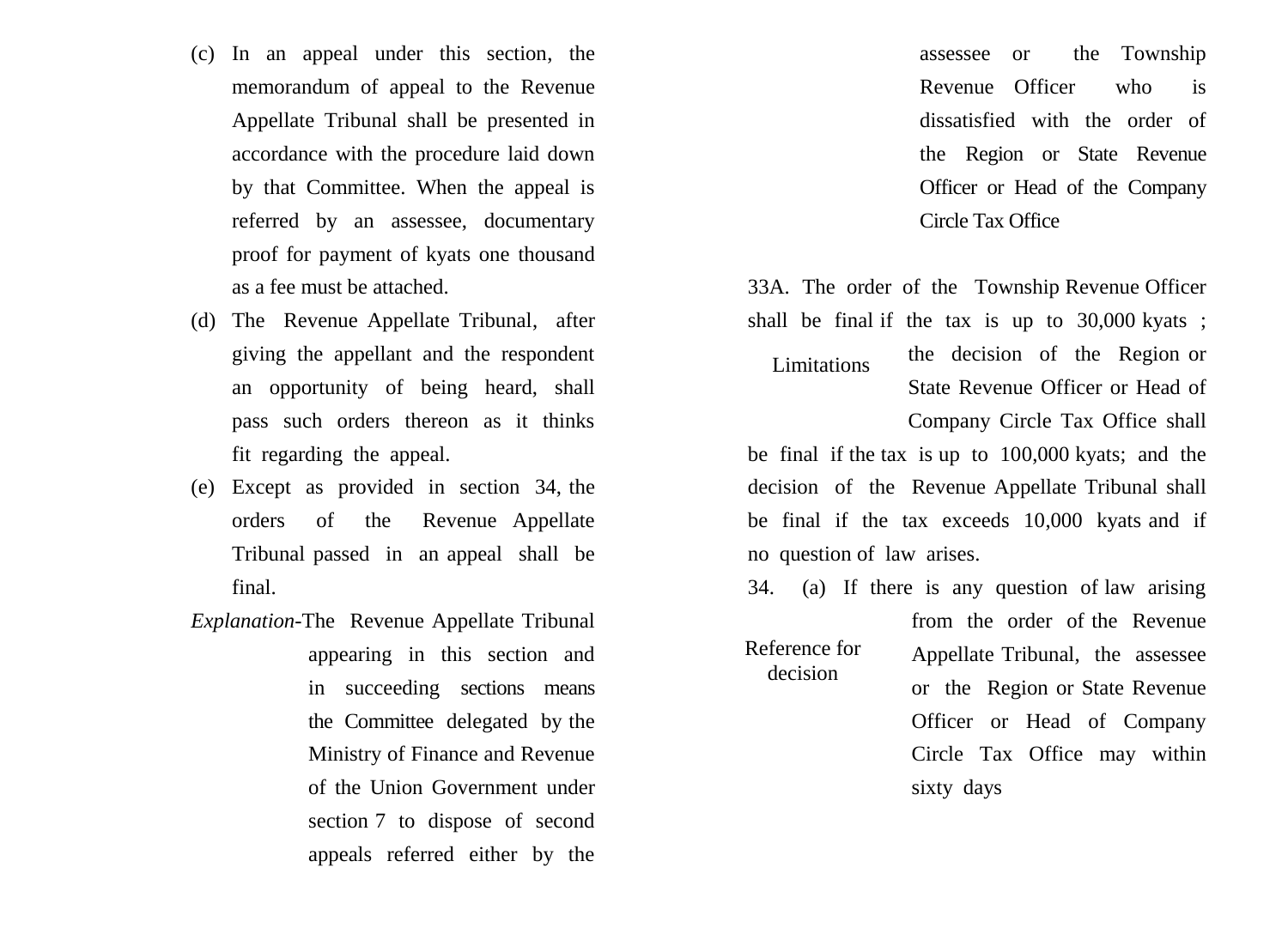(c) In an appeal under this section, the memorandum of appeal to the Revenue Appellate Tribunal shall be presented in accordance with the procedure laid down by that Committee. When the appeal is referred by an assessee, documentary proof for payment of kyats one thousand as a fee must be attached.

(d) The Revenue Appellate Tribunal, after giving the appellant and the respondent an opportunity of being heard, shall pass such orders thereon as it thinks fit regarding the appeal.

(e) Except as provided in section 34, the orders of the Revenue Appellate Tribunal passed in an appeal shall be final.

*Explanation*-The Revenue Appellate Tribunal appearing in this section and in succeeding sections means the Committee delegated by the Ministry of Finance and Revenue of the Union Government under section 7 to dispose of second appeals referred either by the assessee or the Township Revenue Officer who is dissatisfied with the order of the Region or State Revenue Officer or Head of the Company Circle Tax Office

Limitations

33A. The order of the Township Revenue Officer shall be final if the tax is up to 30,000 kyats ; the decision of the Region or State Revenue Officer or Head of Company Circle Tax Office shall be final if the tax is up to 100,000 kyats; and the decision of the Revenue Appellate Tribunal shall be final if the tax exceeds 10,000 kyats and if no question of law arises.

Reference for decision

34. (a) If there is any question of law arising from the order of the Revenue Appellate Tribunal, the assessee or the Region or State Revenue Officer or Head of Company Circle Tax Office may within sixty days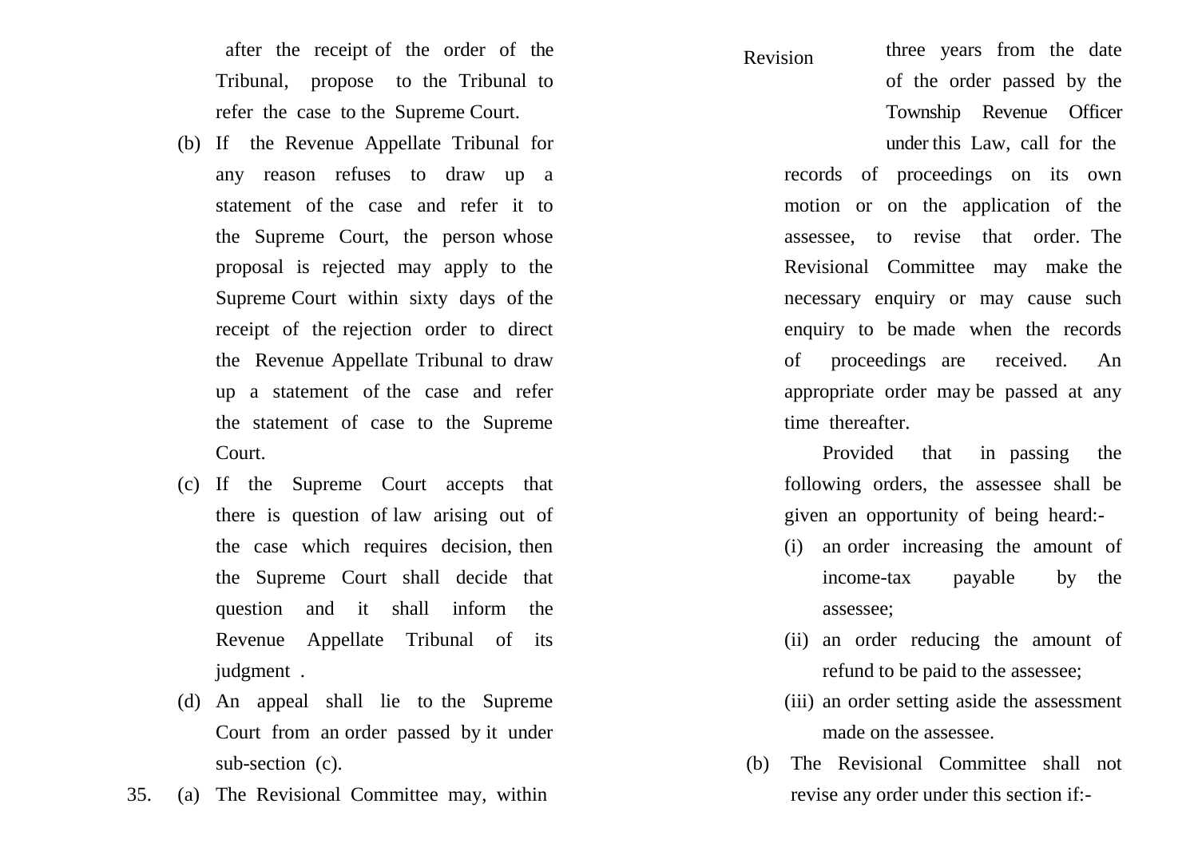after the receipt of the order of the Tribunal, propose to the Tribunal to refer the case to the Supreme Court.

(b) If the Revenue Appellate Tribunal for any reason refuses to draw up a statement of the case and refer it to the Supreme Court, the person whose proposal is rejected may apply to the Supreme Court within sixty days of the receipt of the rejection order to direct the Revenue Appellate Tribunal to draw up a statement of the case and refer the statement of case to the Supreme Court.

(c) If the Supreme Court accepts that there is question of law arising out of the case which requires decision, then the Supreme Court shall decide that question and it shall inform the Revenue Appellate Tribunal of its judgment .

(d) An appeal shall lie to the Supreme Court from an order passed by it under sub-section (c).

Revision

35. (a) The Revisional Committee may, within three years from the date of the order passed by the Township Revenue Officer under this Law, call for the records of proceedings on its own motion or on the application of the assessee, to revise that order. The Revisional Committee may make the necessary enquiry or may cause such enquiry to be made when the records of proceedings are received. An appropriate order may be passed at any time thereafter.

Provided that in passing the following orders, the assessee shall be given an opportunity of being heard:-

(i) an order increasing the amount of income-tax payable by the assessee;

(ii) an order reducing the amount of refund to be paid to the assessee;

(iii) an order setting aside the assessment made on the assessee.

(b) The Revisional Committee shall not revise any order under this section if:-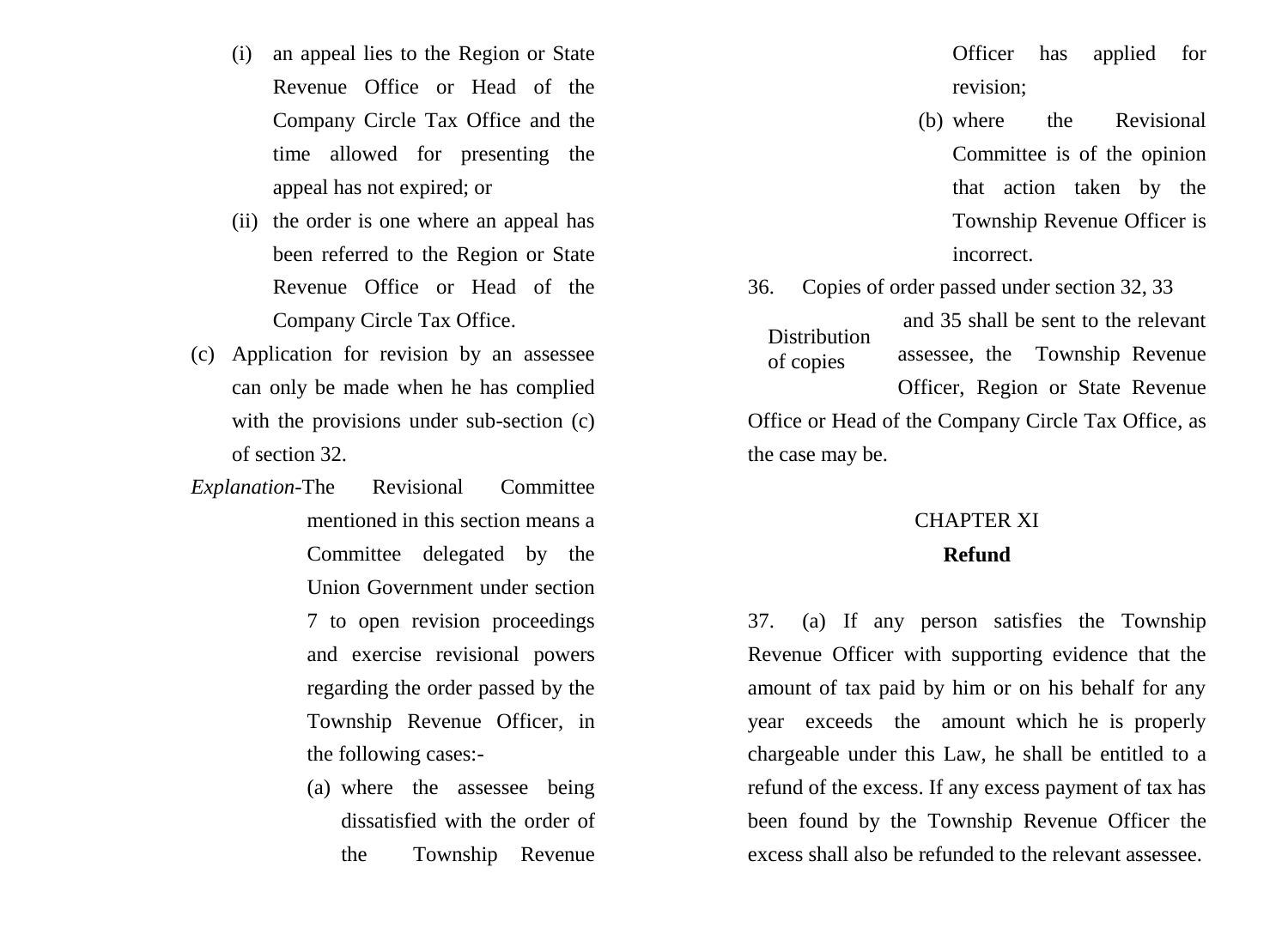(i) an appeal lies to the Region or State Revenue Office or Head of the Company Circle Tax Office and the time allowed for presenting the appeal has not expired; or

(ii) the order is one where an appeal has been referred to the Region or State Revenue Office or Head of the Company Circle Tax Office.

(c) Application for revision by an assessee can only be made when he has complied with the provisions under sub-section (c) of section 32.

*Explanation*-The Revisional Committee mentioned in this section means a Committee delegated by the Union Government under section 7 to open revision proceedings and exercise revisional powers regarding the order passed by the Township Revenue Officer, in the following cases:-

(a) where the assessee being dissatisfied with the order of the Township Revenue Officer has applied for revision;

(b) where the Revisional Committee is of the opinion that action taken by the Township Revenue Officer is incorrect.

Distribution of copies

36. Copies of order passed under section 32, 33 and 35 shall be sent to the relevant assessee, the Township Revenue Officer, Region or State Revenue Office or Head of the Company Circle Tax Office, as the case may be.

## CHAPTER XI

## **Refund**

37. (a) If any person satisfies the Township Revenue Officer with supporting evidence that the amount of tax paid by him or on his behalf for any year exceeds the amount which he is properly chargeable under this Law, he shall be entitled to a refund of the excess. If any excess payment of tax has been found by the Township Revenue Officer the excess shall also be refunded to the relevant assessee.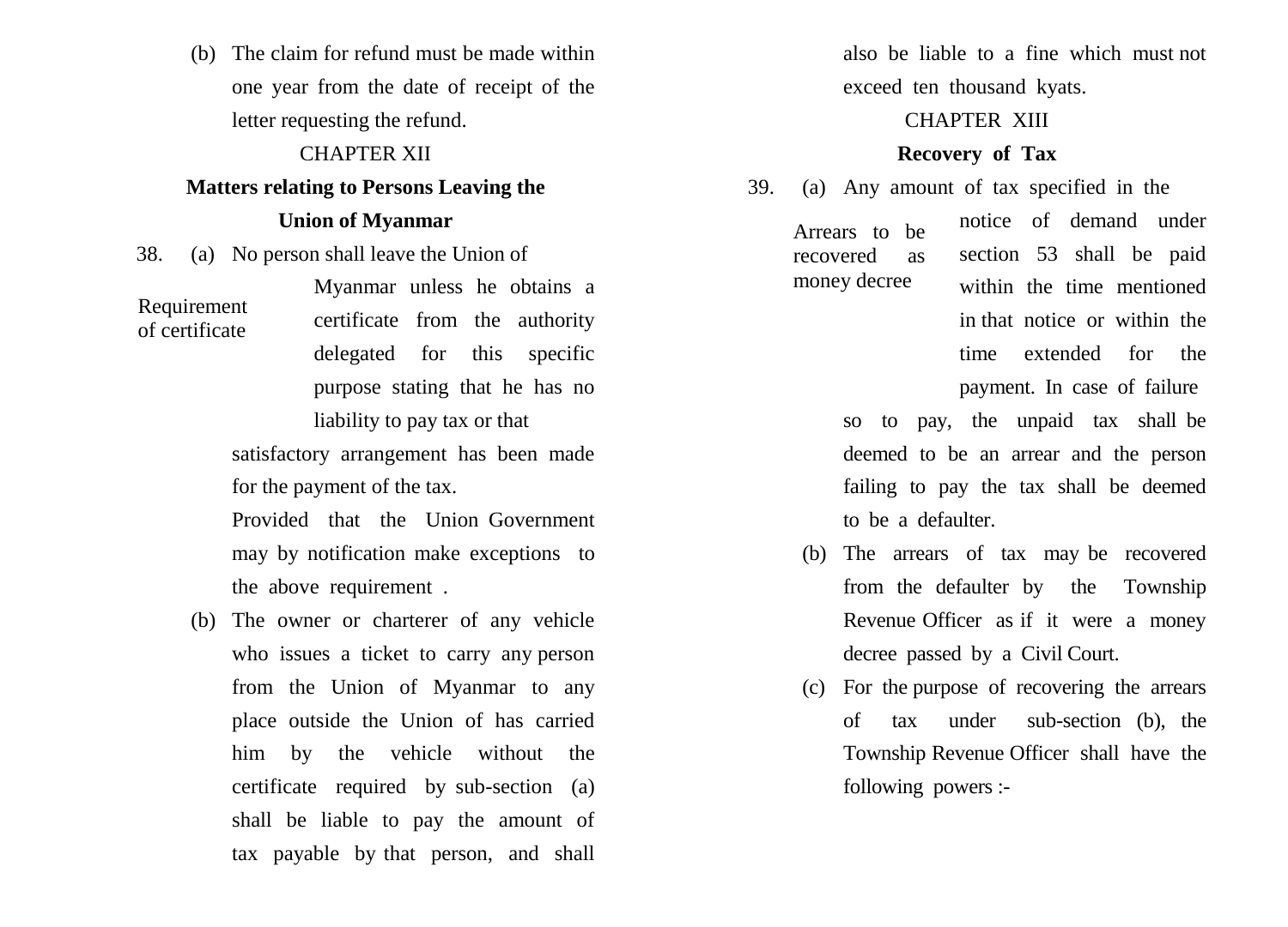(b) The claim for refund must be made within one year from the date of receipt of the letter requesting the refund.

## CHAPTER XII

## Matters relating to Persons Leaving the Union of Myanmar

Requirement of certificate

38. (a) No person shall leave the Union of Myanmar unless he obtains a certificate from the authority delegated for this specific purpose stating that he has no liability to pay tax or that satisfactory arrangement has been made for the payment of the tax.

Provided that the Union Government may by notification make exceptions to the above requirement .

(b) The owner or charterer of any vehicle who issues a ticket to carry any person from the Union of Myanmar to any place outside the Union of has carried him by the vehicle without the certificate required by sub-section (a) shall be liable to pay the amount of tax payable by that person, and shall also be liable to a fine which must not exceed ten thousand kyats.

## CHAPTER XIII

## Recovery of Tax

Arrears to be recovered as money decree

39. (a) Any amount of tax specified in the notice of demand under section 53 shall be paid within the time mentioned in that notice or within the time extended for the payment. In case of failure so to pay, the unpaid tax shall be deemed to be an arrear and the person failing to pay the tax shall be deemed to be a defaulter.

(b) The arrears of tax may be recovered from the defaulter by the Township Revenue Officer as if it were a money decree passed by a Civil Court.

(c) For the purpose of recovering the arrears of tax under sub-section (b), the Township Revenue Officer shall have the following powers :-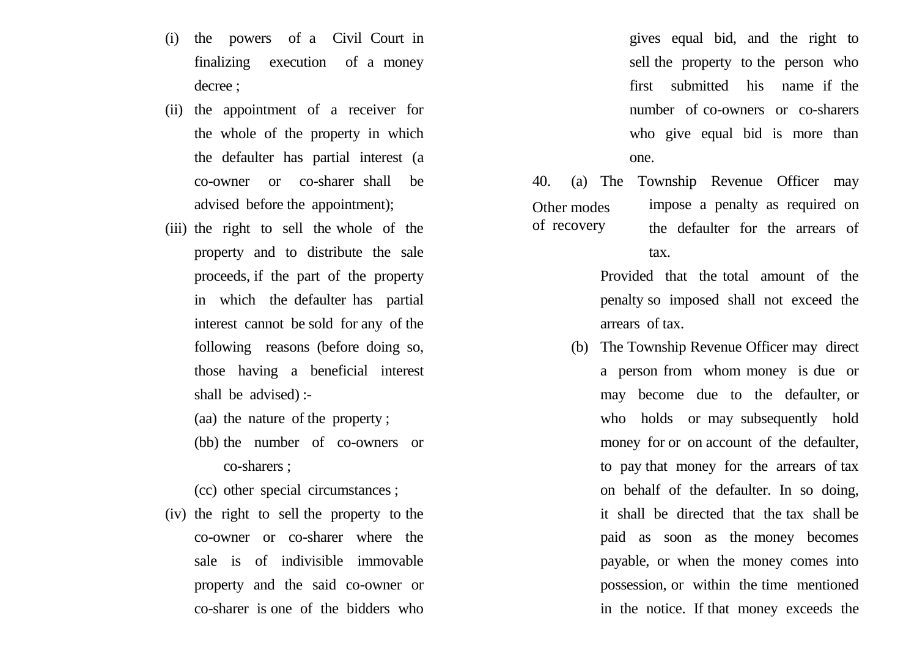(i) the powers of a Civil Court in finalizing execution of a money decree ;

(ii) the appointment of a receiver for the whole of the property in which the defaulter has partial interest (a co-owner or co-sharer shall be advised before the appointment);

(iii) the right to sell the whole of the property and to distribute the sale proceeds, if the part of the property in which the defaulter has partial interest cannot be sold for any of the following reasons (before doing so, those having a beneficial interest shall be advised) :-

(aa) the nature of the property ;

(bb) the number of co-owners or co-sharers ;

(cc) other special circumstances ;

(iv) the right to sell the property to the co-owner or co-sharer where the sale is of indivisible immovable property and the said co-owner or co-sharer is one of the bidders who gives equal bid, and the right to sell the property to the person who first submitted his name if the number of co-owners or co-sharers who give equal bid is more than one.

Other modes of recovery

40. (a) The Township Revenue Officer may impose a penalty as required on the defaulter for the arrears of tax.

Provided that the total amount of the penalty so imposed shall not exceed the arrears of tax.

(b) The Township Revenue Officer may direct a person from whom money is due or may become due to the defaulter, or who holds or may subsequently hold money for or on account of the defaulter, to pay that money for the arrears of tax on behalf of the defaulter. In so doing, it shall be directed that the tax shall be paid as soon as the money becomes payable, or when the money comes into possession, or within the time mentioned in the notice. If that money exceeds the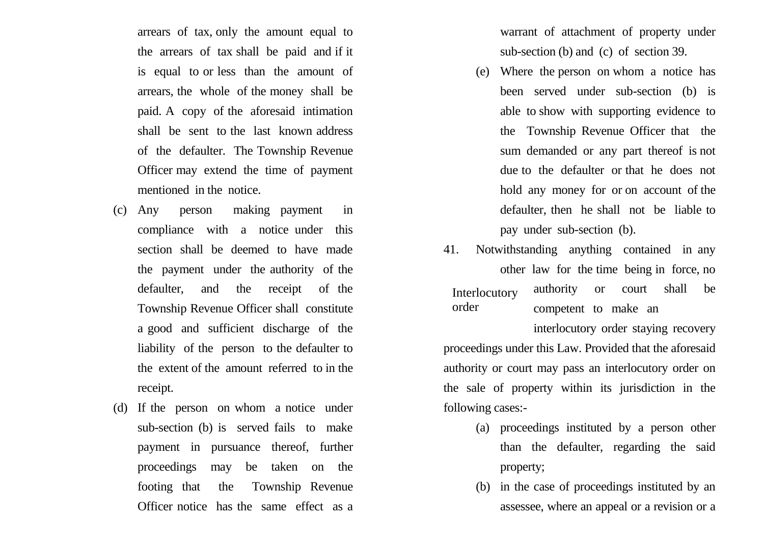arrears of tax, only the amount equal to the arrears of tax shall be paid and if it is equal to or less than the amount of arrears, the whole of the money shall be paid. A copy of the aforesaid intimation shall be sent to the last known address of the defaulter. The Township Revenue Officer may extend the time of payment mentioned in the notice.

(c) Any person making payment in compliance with a notice under this section shall be deemed to have made the payment under the authority of the defaulter, and the receipt of the Township Revenue Officer shall constitute a good and sufficient discharge of the liability of the person to the defaulter to the extent of the amount referred to in the receipt.

(d) If the person on whom a notice under sub-section (b) is served fails to make payment in pursuance thereof, further proceedings may be taken on the footing that the Township Revenue Officer notice has the same effect as a warrant of attachment of property under sub-section (b) and (c) of section 39.

(e) Where the person on whom a notice has been served under sub-section (b) is able to show with supporting evidence to the Township Revenue Officer that the sum demanded or any part thereof is not due to the defaulter or that he does not hold any money for or on account of the defaulter, then he shall not be liable to pay under sub-section (b).

**Interlocutory order**

41. Notwithstanding anything contained in any other law for the time being in force, no authority or court shall be competent to make an interlocutory order staying recovery proceedings under this Law. Provided that the aforesaid authority or court may pass an interlocutory order on the sale of property within its jurisdiction in the following cases:-

(a) proceedings instituted by a person other than the defaulter, regarding the said property;

(b) in the case of proceedings instituted by an assessee, where an appeal or a revision or a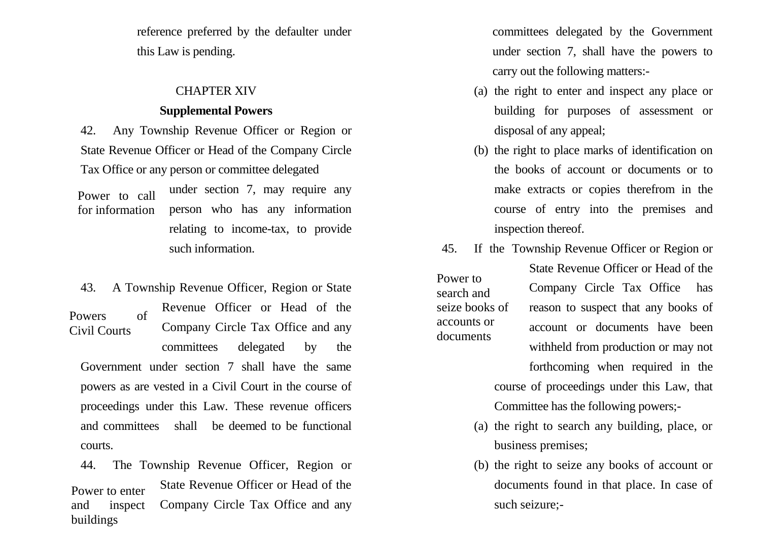reference preferred by the defaulter under this Law is pending.

## CHAPTER XIV

### Supplemental Powers

**Power to call for information**

42. Any Township Revenue Officer or Region or State Revenue Officer or Head of the Company Circle Tax Office or any person or committee delegated under section 7, may require any person who has any information relating to income-tax, to provide such information.

**Powers of Civil Courts**

43. A Township Revenue Officer, Region or State Revenue Officer or Head of the Company Circle Tax Office and any committees delegated by the Government under section 7 shall have the same powers as are vested in a Civil Court in the course of proceedings under this Law. These revenue officers and committees shall be deemed to be functional courts.

**Power to enter and inspect buildings**

44. The Township Revenue Officer, Region or State Revenue Officer or Head of the Company Circle Tax Office and any committees delegated by the Government under section 7, shall have the powers to carry out the following matters:-

(a) the right to enter and inspect any place or building for purposes of assessment or disposal of any appeal;

(b) the right to place marks of identification on the books of account or documents or to make extracts or copies therefrom in the course of entry into the premises and inspection thereof.

**Power to search and seize books of accounts or documents**

45. If the Township Revenue Officer or Region or State Revenue Officer or Head of the Company Circle Tax Office has reason to suspect that any books of account or documents have been withheld from production or may not forthcoming when required in the course of proceedings under this Law, that Committee has the following powers;-

(a) the right to search any building, place, or business premises;

(b) the right to seize any books of account or documents found in that place. In case of such seizure;-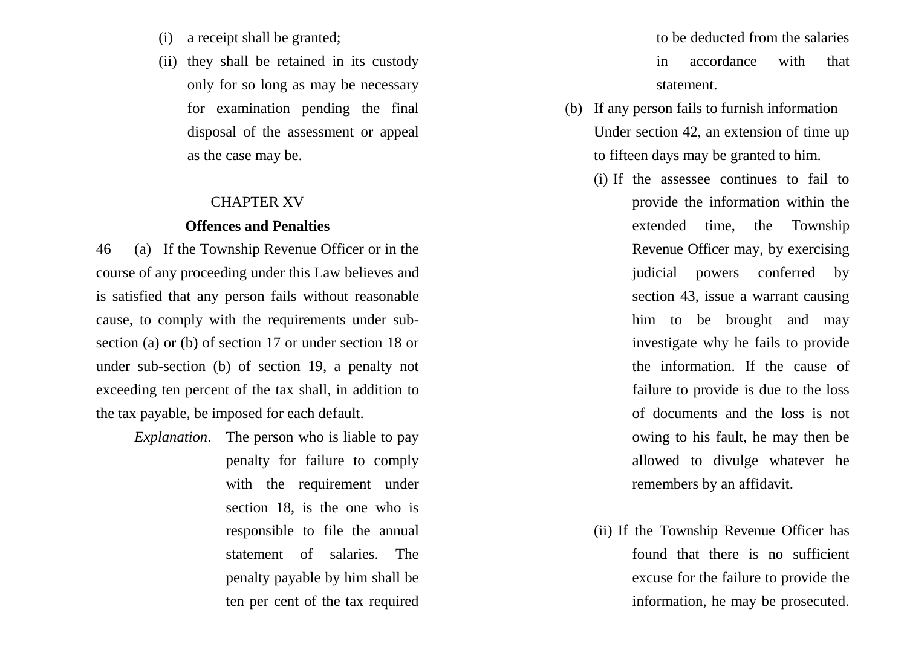(i) a receipt shall be granted;

(ii) they shall be retained in its custody only for so long as may be necessary for examination pending the final disposal of the assessment or appeal as the case may be.

## CHAPTER XV

## Offences and Penalties

46 (a) If the Township Revenue Officer or in the course of any proceeding under this Law believes and is satisfied that any person fails without reasonable cause, to comply with the requirements under sub-section (a) or (b) of section 17 or under section 18 or under sub-section (b) of section 19, a penalty not exceeding ten percent of the tax shall, in addition to the tax payable, be imposed for each default.

*Explanation*. The person who is liable to pay penalty for failure to comply with the requirement under section 18, is the one who is responsible to file the annual statement of salaries. The penalty payable by him shall be ten per cent of the tax required to be deducted from the salaries in accordance with that statement.

(b) If any person fails to furnish information Under section 42, an extension of time up to fifteen days may be granted to him.

(i) If the assessee continues to fail to provide the information within the extended time, the Township Revenue Officer may, by exercising judicial powers conferred by section 43, issue a warrant causing him to be brought and may investigate why he fails to provide the information. If the cause of failure to provide is due to the loss of documents and the loss is not owing to his fault, he may then be allowed to divulge whatever he remembers by an affidavit.

(ii) If the Township Revenue Officer has found that there is no sufficient excuse for the failure to provide the information, he may be prosecuted.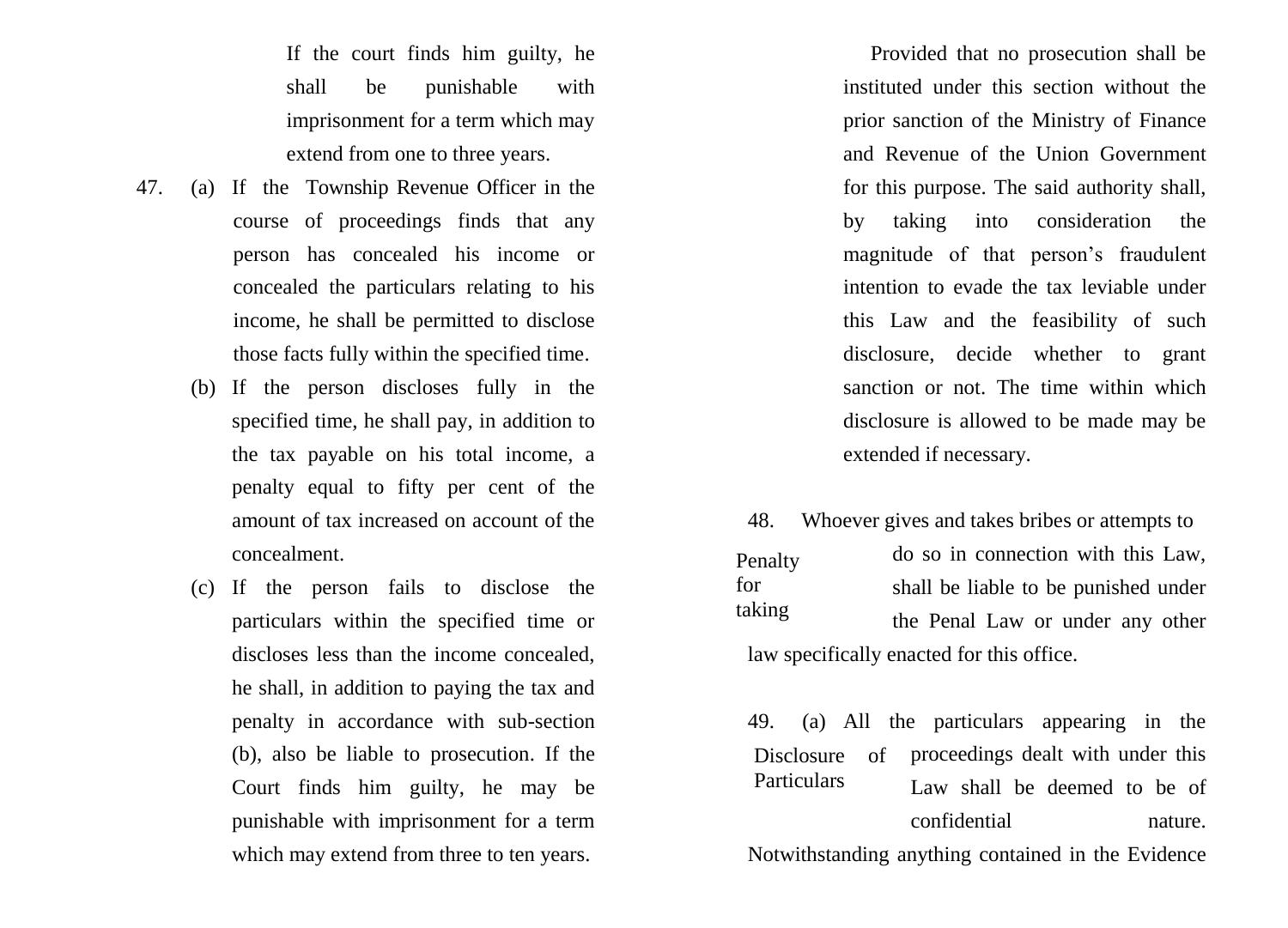If the court finds him guilty, he shall be punishable with imprisonment for a term which may extend from one to three years.

47. (a) If the Township Revenue Officer in the course of proceedings finds that any person has concealed his income or concealed the particulars relating to his income, he shall be permitted to disclose those facts fully within the specified time.

(b) If the person discloses fully in the specified time, he shall pay, in addition to the tax payable on his total income, a penalty equal to fifty per cent of the amount of tax increased on account of the concealment.

(c) If the person fails to disclose the particulars within the specified time or discloses less than the income concealed, he shall, in addition to paying the tax and penalty in accordance with sub-section (b), also be liable to prosecution. If the Court finds him guilty, he may be punishable with imprisonment for a term which may extend from three to ten years.

Provided that no prosecution shall be instituted under this section without the prior sanction of the Ministry of Finance and Revenue of the Union Government for this purpose. The said authority shall, by taking into consideration the magnitude of that person's fraudulent intention to evade the tax leviable under this Law and the feasibility of such disclosure, decide whether to grant sanction or not. The time within which disclosure is allowed to be made may be extended if necessary.

Penalty for taking

48. Whoever gives and takes bribes or attempts to do so in connection with this Law, shall be liable to be punished under the Penal Law or under any other law specifically enacted for this office.

Disclosure of Particulars

49. (a) All the particulars appearing in the proceedings dealt with under this Law shall be deemed to be of confidential nature. Notwithstanding anything contained in the Evidence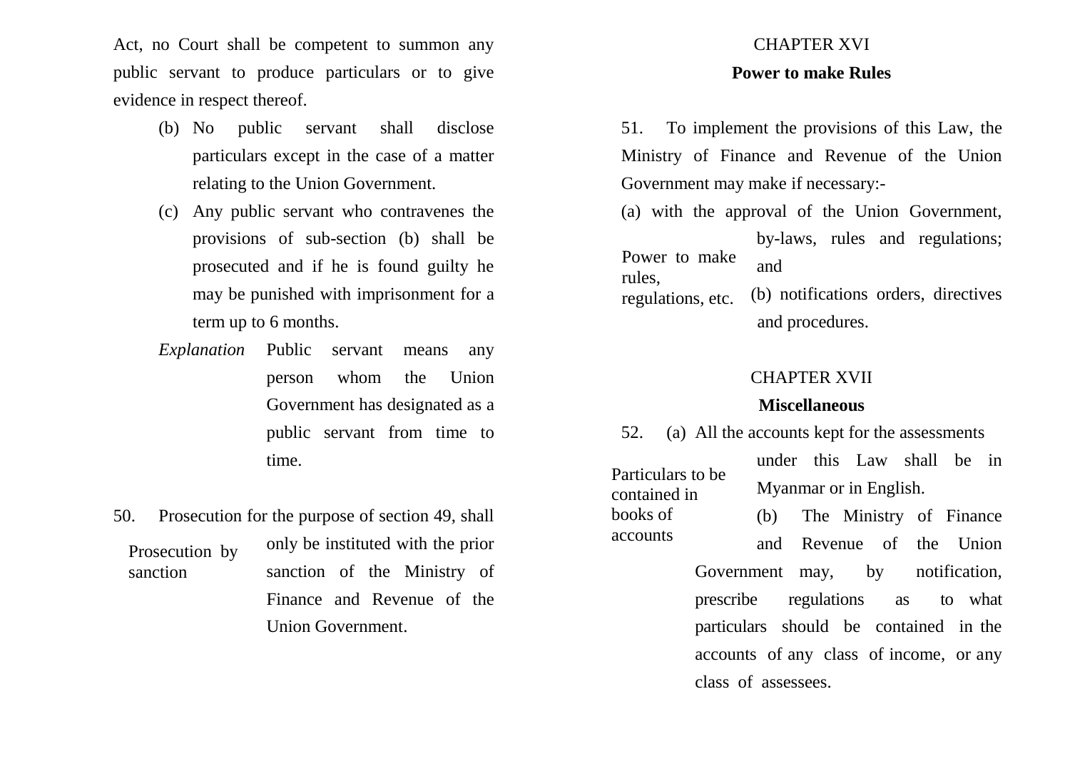Act, no Court shall be competent to summon any public servant to produce particulars or to give evidence in respect thereof.

(b) No public servant shall disclose particulars except in the case of a matter relating to the Union Government.

(c) Any public servant who contravenes the provisions of sub-section (b) shall be prosecuted and if he is found guilty he may be punished with imprisonment for a term up to 6 months.

*Explanation* Public servant means any person whom the Union Government has designated as a public servant from time to time.

Prosecution by sanction

50. Prosecution for the purpose of section 49, shall only be instituted with the prior sanction of the Ministry of Finance and Revenue of the Union Government.

## CHAPTER XVI

## **Power to make Rules**

Power to make rules, regulations, etc.

51. To implement the provisions of this Law, the Ministry of Finance and Revenue of the Union Government may make if necessary:-

(a) with the approval of the Union Government, by-laws, rules and regulations; and

(b) notifications orders, directives and procedures.

## CHAPTER XVII

## **Miscellaneous**

Particulars to be contained in books of accounts

52. (a) All the accounts kept for the assessments under this Law shall be in Myanmar or in English.

(b) The Ministry of Finance and Revenue of the Union Government may, by notification, prescribe regulations as to what particulars should be contained in the accounts of any class of income, or any class of assessees.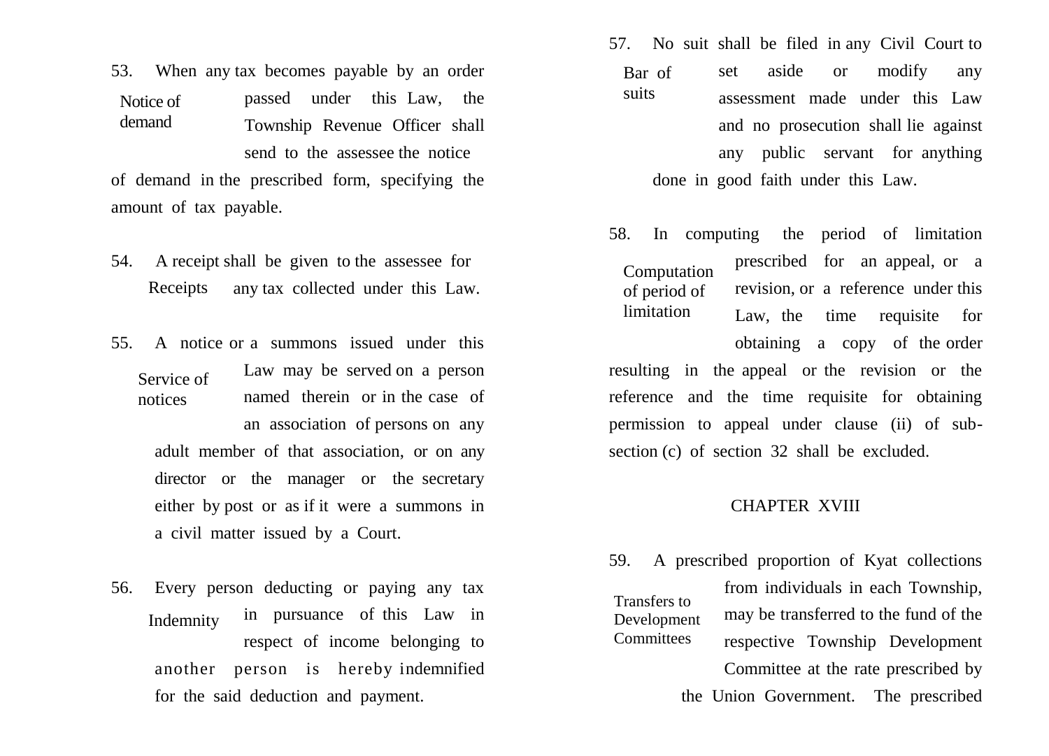53. When any tax becomes payable by an order passed under this Law, the Township Revenue Officer shall send to the assessee the notice of demand in the prescribed form, specifying the amount of tax payable.

*Notice of demand*

54. A receipt shall be given to the assessee for any tax collected under this Law.

*Receipts*

55. A notice or a summons issued under this Law may be served on a person named therein or in the case of an association of persons on any adult member of that association, or on any director or the manager or the secretary either by post or as if it were a summons in a civil matter issued by a Court.

*Service of notices*

56. Every person deducting or paying any tax in pursuance of this Law in respect of income belonging to another person is hereby indemnified for the said deduction and payment.

*Indemnity*

57. No suit shall be filed in any Civil Court to set aside or modify any assessment made under this Law and no prosecution shall lie against any public servant for anything done in good faith under this Law.

*Bar of suits*

58. In computing the period of limitation prescribed for an appeal, or a revision, or a reference under this Law, the time requisite for obtaining a copy of the order resulting in the appeal or the revision or the reference and the time requisite for obtaining permission to appeal under clause (ii) of sub-section (c) of section 32 shall be excluded.

*Computation of period of limitation*

## CHAPTER XVIII

59. A prescribed proportion of Kyat collections from individuals in each Township, may be transferred to the fund of the respective Township Development Committee at the rate prescribed by the Union Government. The prescribed

*Transfers to Development Committees*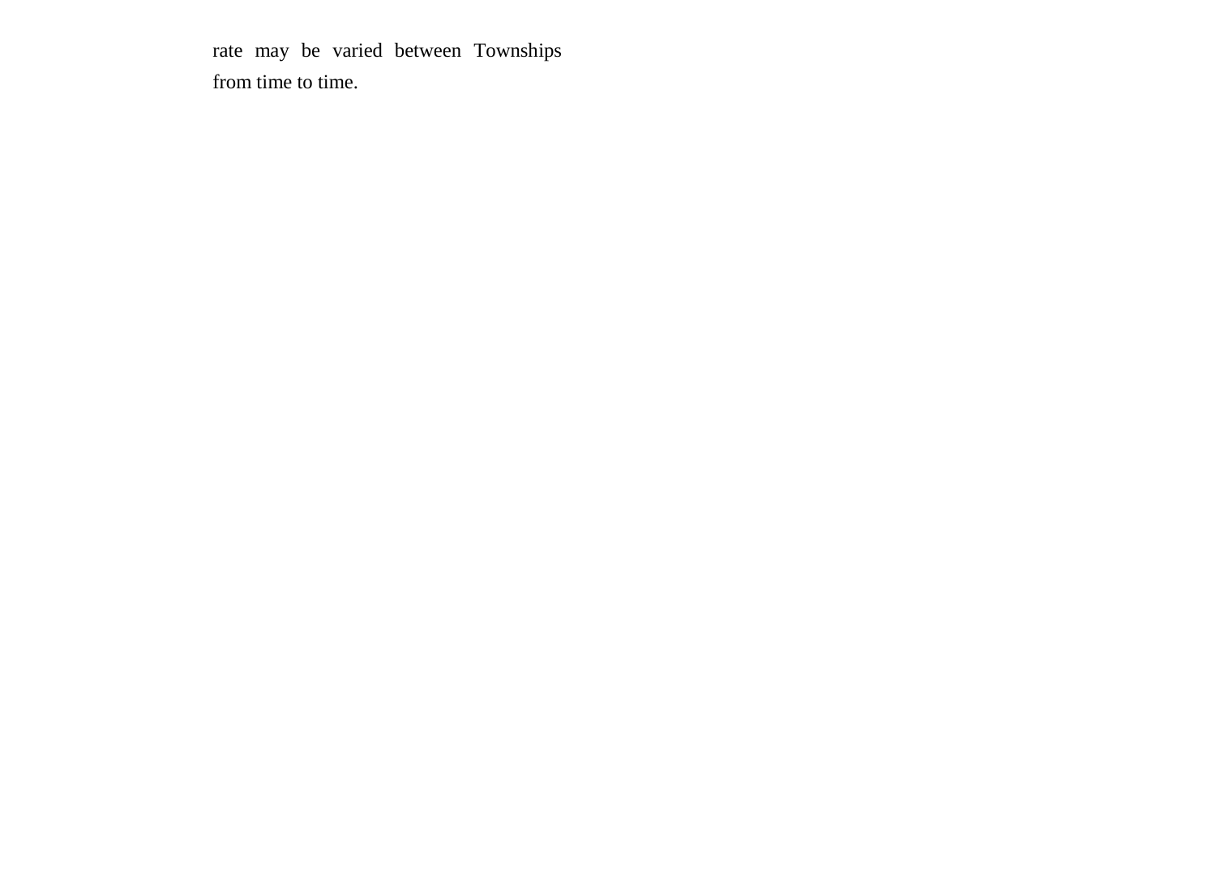rate may be varied between Townships from time to time.